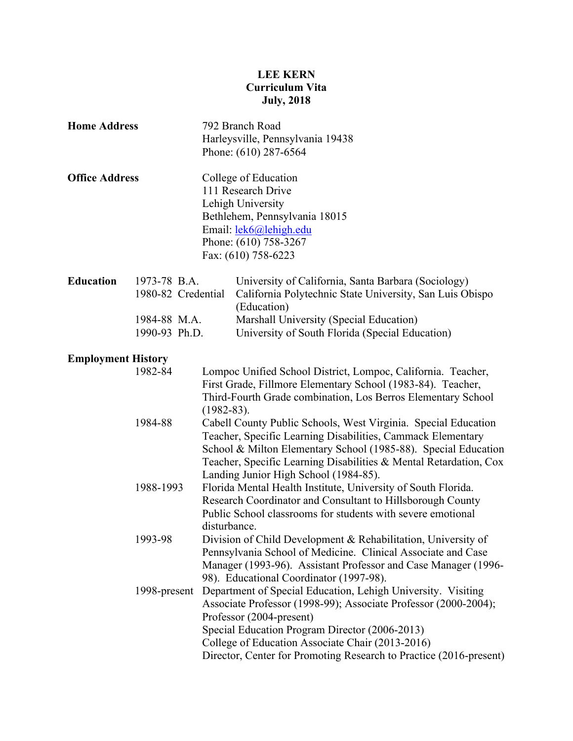# LEE KERN
## Curriculum Vita
### July, 2018

**Home Address**

792 Branch Road
Harleysville, Pennsylvania 19438
Phone: (610) 287-6564

**Office Address**

College of Education
111 Research Drive
Lehigh University
Bethlehem, Pennsylvania 18015
Email: lek6@lehigh.edu
Phone: (610) 758-3267
Fax: (610) 758-6223

**Education**

| | | |
|---|---|---|
| 1973-78 | B.A. | University of California, Santa Barbara (Sociology) |
| 1980-82 | Credential | California Polytechnic State University, San Luis Obispo (Education) |
| 1984-88 | M.A. | Marshall University (Special Education) |
| 1990-93 | Ph.D. | University of South Florida (Special Education) |

**Employment History**

1982-84 — Lompoc Unified School District, Lompoc, California. Teacher, First Grade, Fillmore Elementary School (1983-84). Teacher, Third-Fourth Grade combination, Los Berros Elementary School (1982-83).

1984-88 — Cabell County Public Schools, West Virginia. Special Education Teacher, Specific Learning Disabilities, Cammack Elementary School & Milton Elementary School (1985-88). Special Education Teacher, Specific Learning Disabilities & Mental Retardation, Cox Landing Junior High School (1984-85).

1988-1993 — Florida Mental Health Institute, University of South Florida. Research Coordinator and Consultant to Hillsborough County Public School classrooms for students with severe emotional disturbance.

1993-98 — Division of Child Development & Rehabilitation, University of Pennsylvania School of Medicine. Clinical Associate and Case Manager (1993-96). Assistant Professor and Case Manager (1996-98). Educational Coordinator (1997-98).

1998-present — Department of Special Education, Lehigh University. Visiting Associate Professor (1998-99); Associate Professor (2000-2004); Professor (2004-present)
Special Education Program Director (2006-2013)
College of Education Associate Chair (2013-2016)
Director, Center for Promoting Research to Practice (2016-present)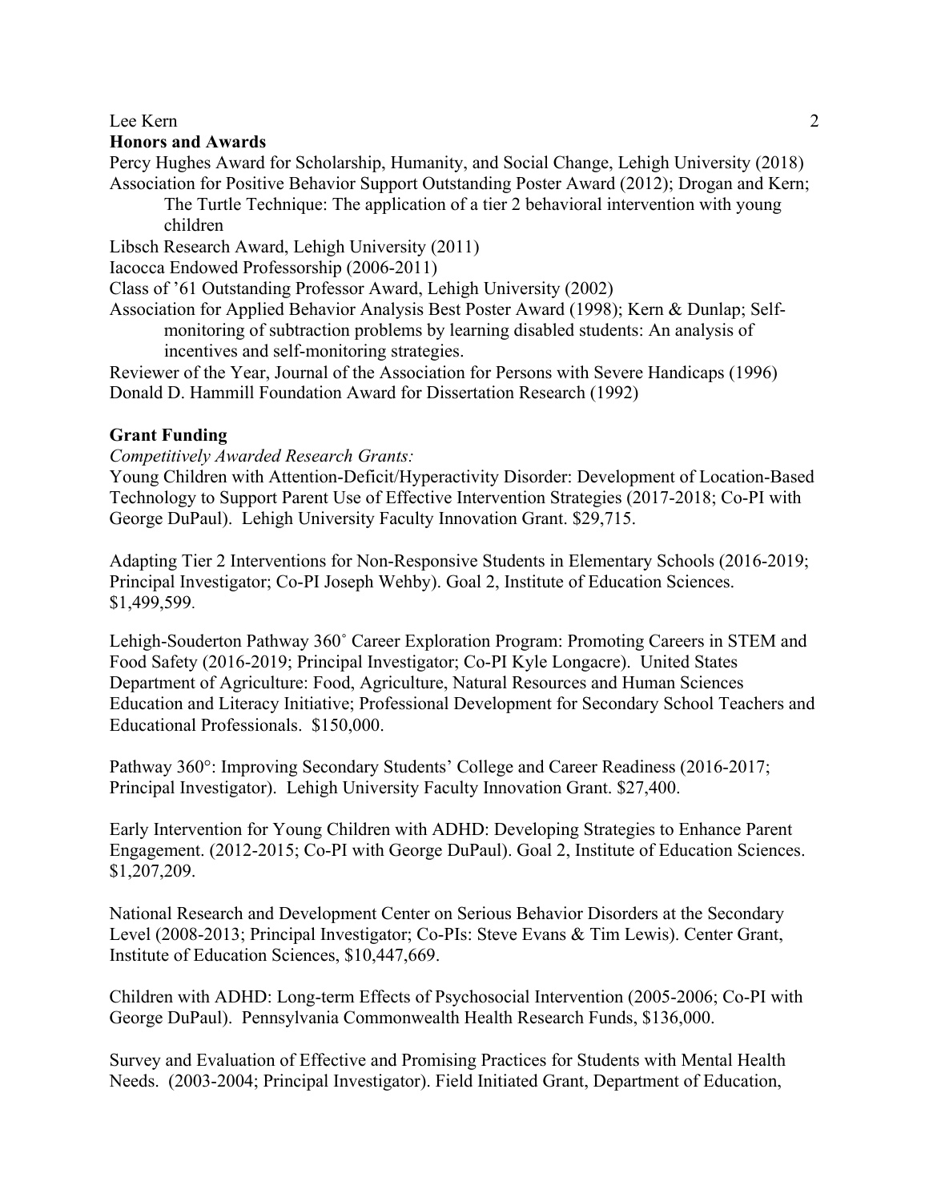## Honors and Awards

Percy Hughes Award for Scholarship, Humanity, and Social Change, Lehigh University (2018)

Association for Positive Behavior Support Outstanding Poster Award (2012); Drogan and Kern; The Turtle Technique: The application of a tier 2 behavioral intervention with young children

Libsch Research Award, Lehigh University (2011)

Iacocca Endowed Professorship (2006-2011)

Class of '61 Outstanding Professor Award, Lehigh University (2002)

Association for Applied Behavior Analysis Best Poster Award (1998); Kern & Dunlap; Self-monitoring of subtraction problems by learning disabled students: An analysis of incentives and self-monitoring strategies.

Reviewer of the Year, Journal of the Association for Persons with Severe Handicaps (1996)

Donald D. Hammill Foundation Award for Dissertation Research (1992)

## Grant Funding

*Competitively Awarded Research Grants:*

Young Children with Attention-Deficit/Hyperactivity Disorder: Development of Location-Based Technology to Support Parent Use of Effective Intervention Strategies (2017-2018; Co-PI with George DuPaul). Lehigh University Faculty Innovation Grant. $29,715.

Adapting Tier 2 Interventions for Non-Responsive Students in Elementary Schools (2016-2019; Principal Investigator; Co-PI Joseph Wehby). Goal 2, Institute of Education Sciences. $1,499,599.

Lehigh-Souderton Pathway 360˚ Career Exploration Program: Promoting Careers in STEM and Food Safety (2016-2019; Principal Investigator; Co-PI Kyle Longacre). United States Department of Agriculture: Food, Agriculture, Natural Resources and Human Sciences Education and Literacy Initiative; Professional Development for Secondary School Teachers and Educational Professionals. $150,000.

Pathway 360°: Improving Secondary Students' College and Career Readiness (2016-2017; Principal Investigator). Lehigh University Faculty Innovation Grant. $27,400.

Early Intervention for Young Children with ADHD: Developing Strategies to Enhance Parent Engagement. (2012-2015; Co-PI with George DuPaul). Goal 2, Institute of Education Sciences. $1,207,209.

National Research and Development Center on Serious Behavior Disorders at the Secondary Level (2008-2013; Principal Investigator; Co-PIs: Steve Evans & Tim Lewis). Center Grant, Institute of Education Sciences, $10,447,669.

Children with ADHD: Long-term Effects of Psychosocial Intervention (2005-2006; Co-PI with George DuPaul). Pennsylvania Commonwealth Health Research Funds, $136,000.

Survey and Evaluation of Effective and Promising Practices for Students with Mental Health Needs. (2003-2004; Principal Investigator). Field Initiated Grant, Department of Education,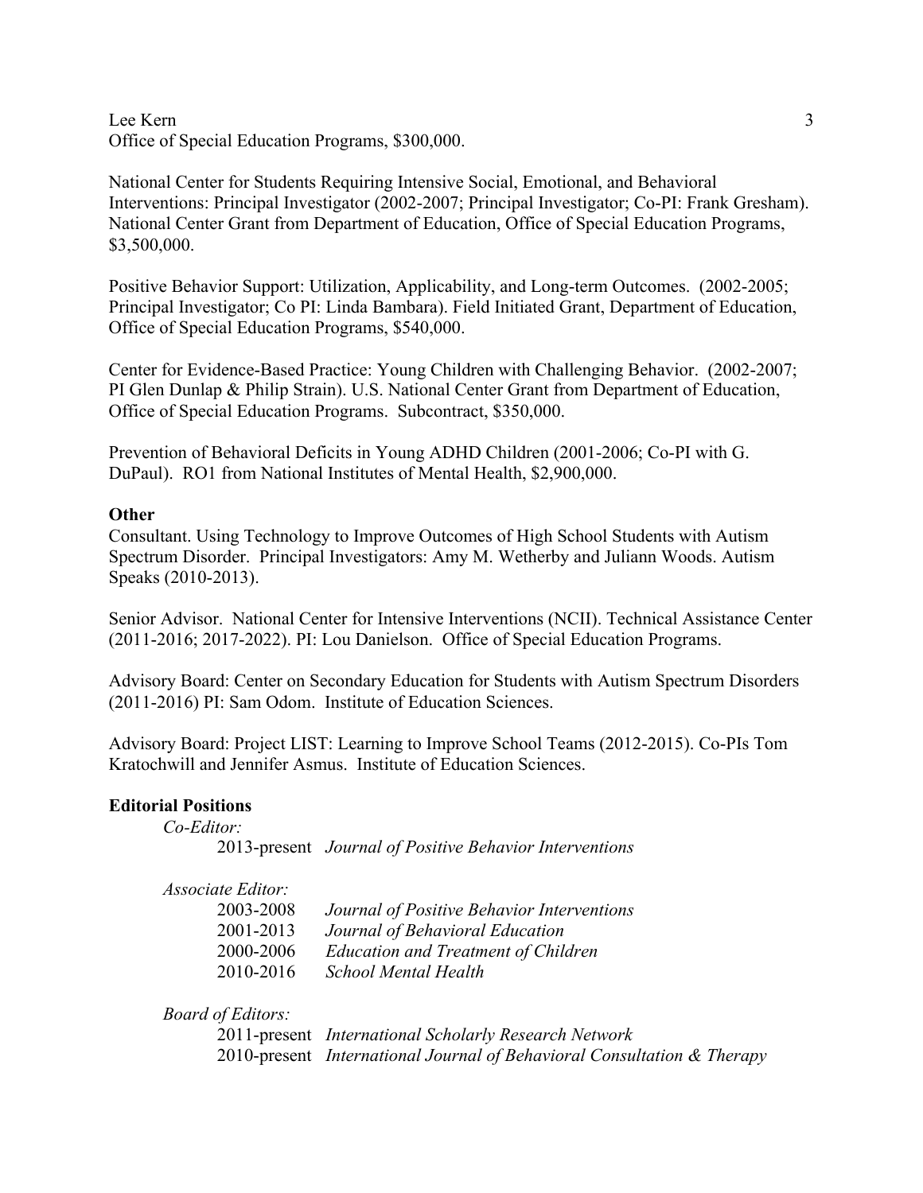Office of Special Education Programs, $300,000.

National Center for Students Requiring Intensive Social, Emotional, and Behavioral Interventions: Principal Investigator (2002-2007; Principal Investigator; Co-PI: Frank Gresham). National Center Grant from Department of Education, Office of Special Education Programs, $3,500,000.

Positive Behavior Support: Utilization, Applicability, and Long-term Outcomes. (2002-2005; Principal Investigator; Co PI: Linda Bambara). Field Initiated Grant, Department of Education, Office of Special Education Programs, $540,000.

Center for Evidence-Based Practice: Young Children with Challenging Behavior. (2002-2007; PI Glen Dunlap & Philip Strain). U.S. National Center Grant from Department of Education, Office of Special Education Programs. Subcontract, $350,000.

Prevention of Behavioral Deficits in Young ADHD Children (2001-2006; Co-PI with G. DuPaul). RO1 from National Institutes of Mental Health, $2,900,000.

**Other**

Consultant. Using Technology to Improve Outcomes of High School Students with Autism Spectrum Disorder. Principal Investigators: Amy M. Wetherby and Juliann Woods. Autism Speaks (2010-2013).

Senior Advisor. National Center for Intensive Interventions (NCII). Technical Assistance Center (2011-2016; 2017-2022). PI: Lou Danielson. Office of Special Education Programs.

Advisory Board: Center on Secondary Education for Students with Autism Spectrum Disorders (2011-2016) PI: Sam Odom. Institute of Education Sciences.

Advisory Board: Project LIST: Learning to Improve School Teams (2012-2015). Co-PIs Tom Kratochwill and Jennifer Asmus. Institute of Education Sciences.

**Editorial Positions**

*Co-Editor:*

2013-present *Journal of Positive Behavior Interventions*

*Associate Editor:*

2003-2008 *Journal of Positive Behavior Interventions*
2001-2013 *Journal of Behavioral Education*
2000-2006 *Education and Treatment of Children*
2010-2016 *School Mental Health*

*Board of Editors:*

2011-present *International Scholarly Research Network*
2010-present *International Journal of Behavioral Consultation & Therapy*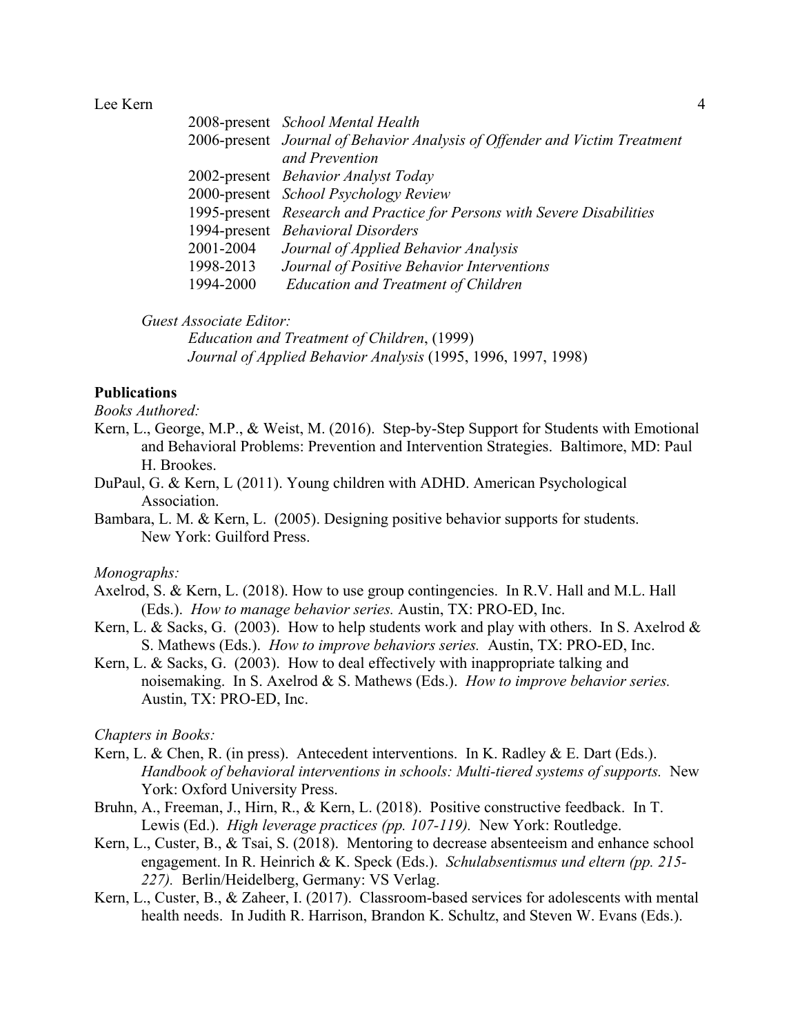| | |
|---|---|
| 2008-present | *School Mental Health* |
| 2006-present | *Journal of Behavior Analysis of Offender and Victim Treatment and Prevention* |
| 2002-present | *Behavior Analyst Today* |
| 2000-present | *School Psychology Review* |
| 1995-present | *Research and Practice for Persons with Severe Disabilities* |
| 1994-present | *Behavioral Disorders* |
| 2001-2004 | *Journal of Applied Behavior Analysis* |
| 1998-2013 | *Journal of Positive Behavior Interventions* |
| 1994-2000 | *Education and Treatment of Children* |

*Guest Associate Editor:*

*Education and Treatment of Children*, (1999)
*Journal of Applied Behavior Analysis* (1995, 1996, 1997, 1998)

**Publications**

*Books Authored:*

Kern, L., George, M.P., & Weist, M. (2016). Step-by-Step Support for Students with Emotional and Behavioral Problems: Prevention and Intervention Strategies. Baltimore, MD: Paul H. Brookes.

DuPaul, G. & Kern, L (2011). Young children with ADHD. American Psychological Association.

Bambara, L. M. & Kern, L. (2005). Designing positive behavior supports for students. New York: Guilford Press.

*Monographs:*

Axelrod, S. & Kern, L. (2018). How to use group contingencies. In R.V. Hall and M.L. Hall (Eds.). *How to manage behavior series.* Austin, TX: PRO-ED, Inc.

Kern, L. & Sacks, G. (2003). How to help students work and play with others. In S. Axelrod & S. Mathews (Eds.). *How to improve behaviors series.* Austin, TX: PRO-ED, Inc.

Kern, L. & Sacks, G. (2003). How to deal effectively with inappropriate talking and noisemaking. In S. Axelrod & S. Mathews (Eds.). *How to improve behavior series.* Austin, TX: PRO-ED, Inc.

*Chapters in Books:*

Kern, L. & Chen, R. (in press). Antecedent interventions. In K. Radley & E. Dart (Eds.). *Handbook of behavioral interventions in schools: Multi-tiered systems of supports.* New York: Oxford University Press.

Bruhn, A., Freeman, J., Hirn, R., & Kern, L. (2018). Positive constructive feedback. In T. Lewis (Ed.). *High leverage practices (pp. 107-119).* New York: Routledge.

Kern, L., Custer, B., & Tsai, S. (2018). Mentoring to decrease absenteeism and enhance school engagement. In R. Heinrich & K. Speck (Eds.). *Schulabsentismus und eltern (pp. 215-227).* Berlin/Heidelberg, Germany: VS Verlag.

Kern, L., Custer, B., & Zaheer, I. (2017). Classroom-based services for adolescents with mental health needs. In Judith R. Harrison, Brandon K. Schultz, and Steven W. Evans (Eds.).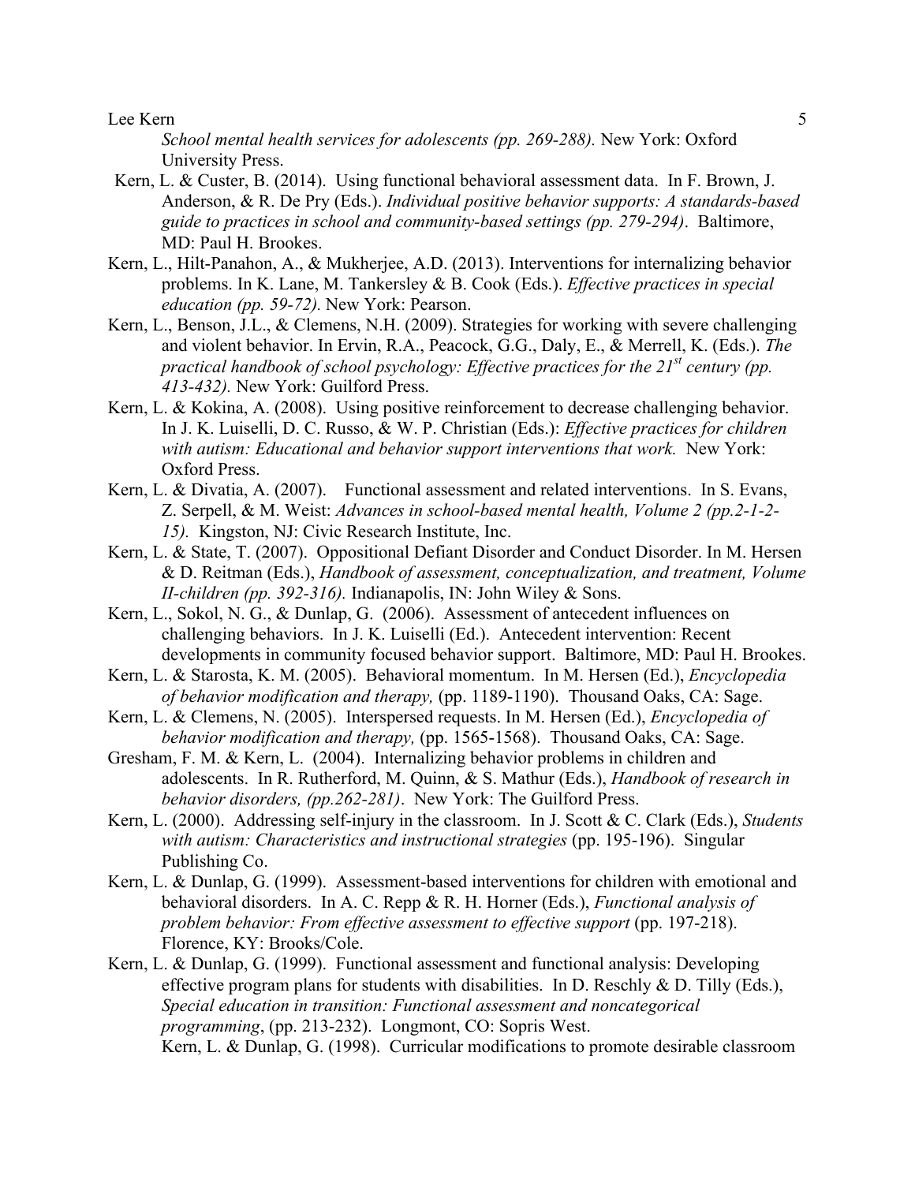*School mental health services for adolescents (pp. 269-288).* New York: Oxford University Press.

Kern, L. & Custer, B. (2014). Using functional behavioral assessment data. In F. Brown, J. Anderson, & R. De Pry (Eds.). *Individual positive behavior supports: A standards-based guide to practices in school and community-based settings (pp. 279-294)*. Baltimore, MD: Paul H. Brookes.

Kern, L., Hilt-Panahon, A., & Mukherjee, A.D. (2013). Interventions for internalizing behavior problems. In K. Lane, M. Tankersley & B. Cook (Eds.). *Effective practices in special education (pp. 59-72).* New York: Pearson.

Kern, L., Benson, J.L., & Clemens, N.H. (2009). Strategies for working with severe challenging and violent behavior. In Ervin, R.A., Peacock, G.G., Daly, E., & Merrell, K. (Eds.). *The practical handbook of school psychology: Effective practices for the 21st century (pp. 413-432).* New York: Guilford Press.

Kern, L. & Kokina, A. (2008). Using positive reinforcement to decrease challenging behavior. In J. K. Luiselli, D. C. Russo, & W. P. Christian (Eds.): *Effective practices for children with autism: Educational and behavior support interventions that work.* New York: Oxford Press.

Kern, L. & Divatia, A. (2007). Functional assessment and related interventions. In S. Evans, Z. Serpell, & M. Weist: *Advances in school-based mental health, Volume 2 (pp.2-1-2-15).* Kingston, NJ: Civic Research Institute, Inc.

Kern, L. & State, T. (2007). Oppositional Defiant Disorder and Conduct Disorder. In M. Hersen & D. Reitman (Eds.), *Handbook of assessment, conceptualization, and treatment, Volume II-children (pp. 392-316).* Indianapolis, IN: John Wiley & Sons.

Kern, L., Sokol, N. G., & Dunlap, G. (2006). Assessment of antecedent influences on challenging behaviors. In J. K. Luiselli (Ed.). Antecedent intervention: Recent developments in community focused behavior support. Baltimore, MD: Paul H. Brookes.

Kern, L. & Starosta, K. M. (2005). Behavioral momentum. In M. Hersen (Ed.), *Encyclopedia of behavior modification and therapy,* (pp. 1189-1190). Thousand Oaks, CA: Sage.

Kern, L. & Clemens, N. (2005). Interspersed requests. In M. Hersen (Ed.), *Encyclopedia of behavior modification and therapy,* (pp. 1565-1568). Thousand Oaks, CA: Sage.

Gresham, F. M. & Kern, L. (2004). Internalizing behavior problems in children and adolescents. In R. Rutherford, M. Quinn, & S. Mathur (Eds.), *Handbook of research in behavior disorders, (pp.262-281)*. New York: The Guilford Press.

Kern, L. (2000). Addressing self-injury in the classroom. In J. Scott & C. Clark (Eds.), *Students with autism: Characteristics and instructional strategies* (pp. 195-196). Singular Publishing Co.

Kern, L. & Dunlap, G. (1999). Assessment-based interventions for children with emotional and behavioral disorders. In A. C. Repp & R. H. Horner (Eds.), *Functional analysis of problem behavior: From effective assessment to effective support* (pp. 197-218). Florence, KY: Brooks/Cole.

Kern, L. & Dunlap, G. (1999). Functional assessment and functional analysis: Developing effective program plans for students with disabilities. In D. Reschly & D. Tilly (Eds.), *Special education in transition: Functional assessment and noncategorical programming*, (pp. 213-232). Longmont, CO: Sopris West.

Kern, L. & Dunlap, G. (1998). Curricular modifications to promote desirable classroom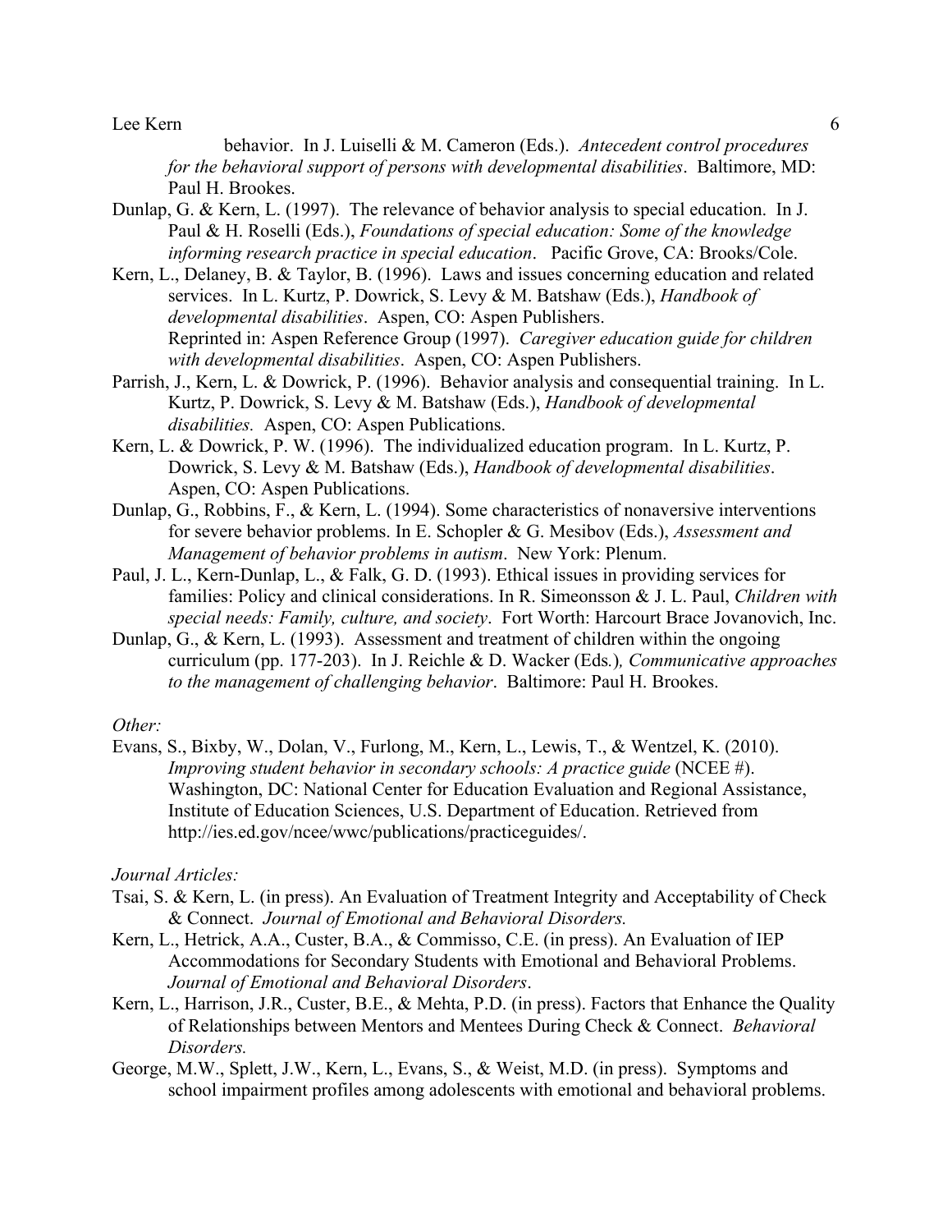behavior. In J. Luiselli & M. Cameron (Eds.). *Antecedent control procedures for the behavioral support of persons with developmental disabilities*. Baltimore, MD: Paul H. Brookes.

Dunlap, G. & Kern, L. (1997). The relevance of behavior analysis to special education. In J. Paul & H. Roselli (Eds.), *Foundations of special education: Some of the knowledge informing research practice in special education*. Pacific Grove, CA: Brooks/Cole.

Kern, L., Delaney, B. & Taylor, B. (1996). Laws and issues concerning education and related services. In L. Kurtz, P. Dowrick, S. Levy & M. Batshaw (Eds.), *Handbook of developmental disabilities*. Aspen, CO: Aspen Publishers.
Reprinted in: Aspen Reference Group (1997). *Caregiver education guide for children with developmental disabilities*. Aspen, CO: Aspen Publishers.

Parrish, J., Kern, L. & Dowrick, P. (1996). Behavior analysis and consequential training. In L. Kurtz, P. Dowrick, S. Levy & M. Batshaw (Eds.), *Handbook of developmental disabilities.* Aspen, CO: Aspen Publications.

Kern, L. & Dowrick, P. W. (1996). The individualized education program. In L. Kurtz, P. Dowrick, S. Levy & M. Batshaw (Eds.), *Handbook of developmental disabilities*. Aspen, CO: Aspen Publications.

Dunlap, G., Robbins, F., & Kern, L. (1994). Some characteristics of nonaversive interventions for severe behavior problems. In E. Schopler & G. Mesibov (Eds.), *Assessment and Management of behavior problems in autism*. New York: Plenum.

Paul, J. L., Kern-Dunlap, L., & Falk, G. D. (1993). Ethical issues in providing services for families: Policy and clinical considerations. In R. Simeonsson & J. L. Paul, *Children with special needs: Family, culture, and society*. Fort Worth: Harcourt Brace Jovanovich, Inc.

Dunlap, G., & Kern, L. (1993). Assessment and treatment of children within the ongoing curriculum (pp. 177-203). In J. Reichle & D. Wacker (Eds.), *Communicative approaches to the management of challenging behavior*. Baltimore: Paul H. Brookes.

*Other:*

Evans, S., Bixby, W., Dolan, V., Furlong, M., Kern, L., Lewis, T., & Wentzel, K. (2010). *Improving student behavior in secondary schools: A practice guide* (NCEE #). Washington, DC: National Center for Education Evaluation and Regional Assistance, Institute of Education Sciences, U.S. Department of Education. Retrieved from http://ies.ed.gov/ncee/wwc/publications/practiceguides/.

*Journal Articles:*

Tsai, S. & Kern, L. (in press). An Evaluation of Treatment Integrity and Acceptability of Check & Connect. *Journal of Emotional and Behavioral Disorders.*

Kern, L., Hetrick, A.A., Custer, B.A., & Commisso, C.E. (in press). An Evaluation of IEP Accommodations for Secondary Students with Emotional and Behavioral Problems. *Journal of Emotional and Behavioral Disorders*.

Kern, L., Harrison, J.R., Custer, B.E., & Mehta, P.D. (in press). Factors that Enhance the Quality of Relationships between Mentors and Mentees During Check & Connect. *Behavioral Disorders.*

George, M.W., Splett, J.W., Kern, L., Evans, S., & Weist, M.D. (in press). Symptoms and school impairment profiles among adolescents with emotional and behavioral problems.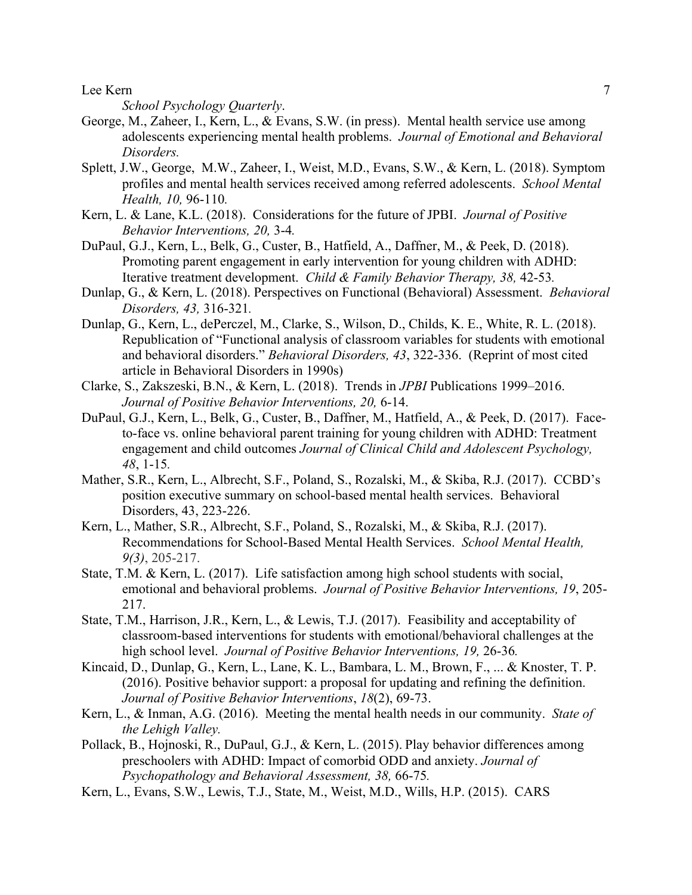*School Psychology Quarterly*.

George, M., Zaheer, I., Kern, L., & Evans, S.W. (in press). Mental health service use among adolescents experiencing mental health problems. *Journal of Emotional and Behavioral Disorders.*

Splett, J.W., George, M.W., Zaheer, I., Weist, M.D., Evans, S.W., & Kern, L. (2018). Symptom profiles and mental health services received among referred adolescents. *School Mental Health, 10,* 96-110*.*

Kern, L. & Lane, K.L. (2018). Considerations for the future of JPBI. *Journal of Positive Behavior Interventions, 20,* 3-4*.*

DuPaul, G.J., Kern, L., Belk, G., Custer, B., Hatfield, A., Daffner, M., & Peek, D. (2018). Promoting parent engagement in early intervention for young children with ADHD: Iterative treatment development. *Child & Family Behavior Therapy, 38,* 42-53*.*

Dunlap, G., & Kern, L. (2018). Perspectives on Functional (Behavioral) Assessment. *Behavioral Disorders, 43,* 316-321*.*

Dunlap, G., Kern, L., dePerczel, M., Clarke, S., Wilson, D., Childs, K. E., White, R. L. (2018). Republication of "Functional analysis of classroom variables for students with emotional and behavioral disorders." *Behavioral Disorders, 43*, 322-336. (Reprint of most cited article in Behavioral Disorders in 1990s)

Clarke, S., Zakszeski, B.N., & Kern, L. (2018). Trends in *JPBI* Publications 1999–2016. *Journal of Positive Behavior Interventions, 20,* 6-14.

DuPaul, G.J., Kern, L., Belk, G., Custer, B., Daffner, M., Hatfield, A., & Peek, D. (2017). Face-to-face vs. online behavioral parent training for young children with ADHD: Treatment engagement and child outcomes *Journal of Clinical Child and Adolescent Psychology, 48*, 1-15*.*

Mather, S.R., Kern, L., Albrecht, S.F., Poland, S., Rozalski, M., & Skiba, R.J. (2017). CCBD's position executive summary on school-based mental health services. Behavioral Disorders, 43, 223-226.

Kern, L., Mather, S.R., Albrecht, S.F., Poland, S., Rozalski, M., & Skiba, R.J. (2017). Recommendations for School-Based Mental Health Services. *School Mental Health, 9(3)*, 205-217.

State, T.M. & Kern, L. (2017). Life satisfaction among high school students with social, emotional and behavioral problems. *Journal of Positive Behavior Interventions, 19*, 205-217.

State, T.M., Harrison, J.R., Kern, L., & Lewis, T.J. (2017). Feasibility and acceptability of classroom-based interventions for students with emotional/behavioral challenges at the high school level. *Journal of Positive Behavior Interventions, 19,* 26-36*.*

Kincaid, D., Dunlap, G., Kern, L., Lane, K. L., Bambara, L. M., Brown, F., ... & Knoster, T. P. (2016). Positive behavior support: a proposal for updating and refining the definition. *Journal of Positive Behavior Interventions*, *18*(2), 69-73.

Kern, L., & Inman, A.G. (2016). Meeting the mental health needs in our community. *State of the Lehigh Valley.*

Pollack, B., Hojnoski, R., DuPaul, G.J., & Kern, L. (2015). Play behavior differences among preschoolers with ADHD: Impact of comorbid ODD and anxiety. *Journal of Psychopathology and Behavioral Assessment, 38,* 66-75*.*

Kern, L., Evans, S.W., Lewis, T.J., State, M., Weist, M.D., Wills, H.P. (2015). CARS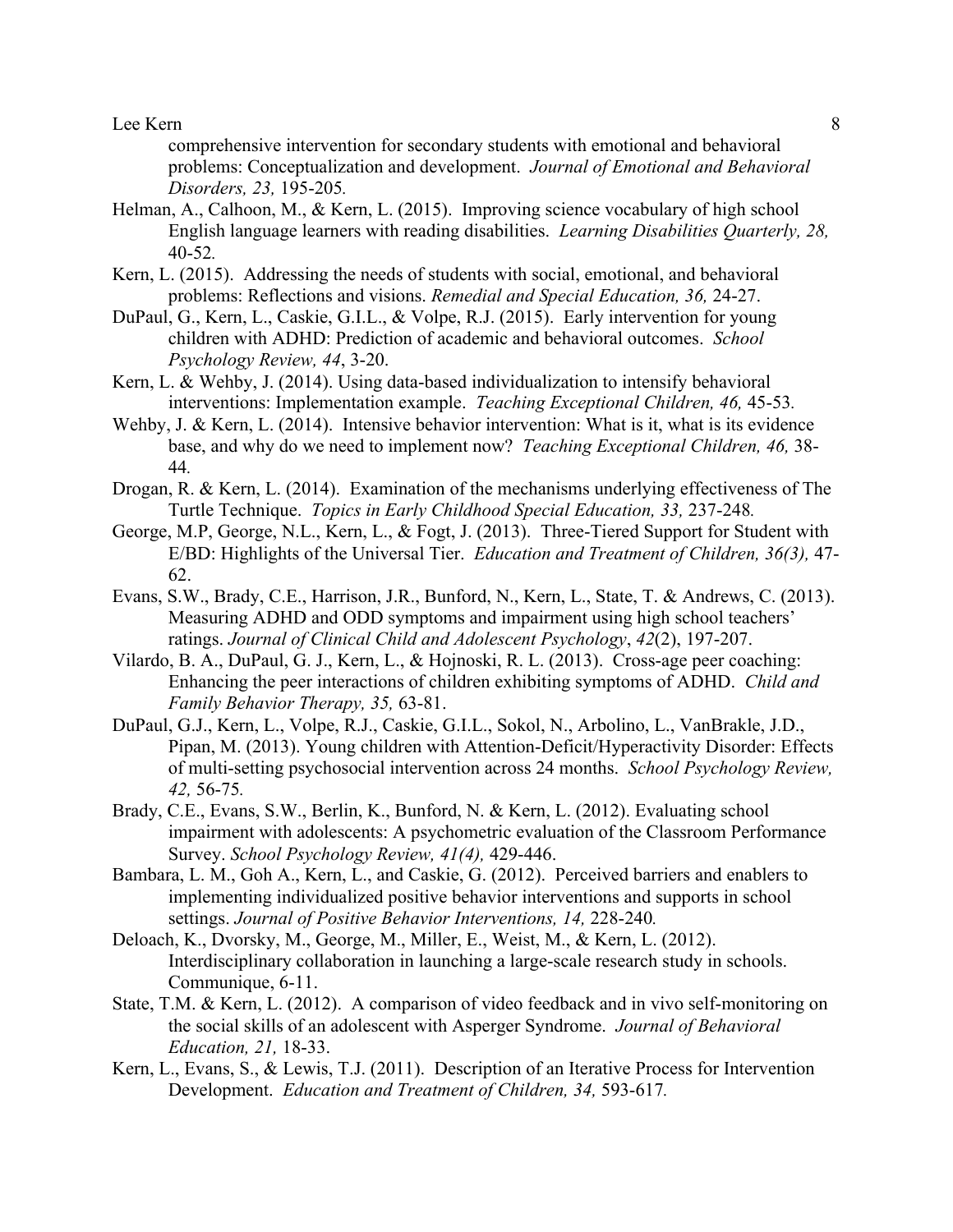comprehensive intervention for secondary students with emotional and behavioral problems: Conceptualization and development. *Journal of Emotional and Behavioral Disorders, 23,* 195-205.

Helman, A., Calhoon, M., & Kern, L. (2015). Improving science vocabulary of high school English language learners with reading disabilities. *Learning Disabilities Quarterly, 28,* 40-52.

Kern, L. (2015). Addressing the needs of students with social, emotional, and behavioral problems: Reflections and visions. *Remedial and Special Education, 36,* 24-27.

DuPaul, G., Kern, L., Caskie, G.I.L., & Volpe, R.J. (2015). Early intervention for young children with ADHD: Prediction of academic and behavioral outcomes. *School Psychology Review, 44*, 3-20.

Kern, L. & Wehby, J. (2014). Using data-based individualization to intensify behavioral interventions: Implementation example. *Teaching Exceptional Children, 46,* 45-53.

Wehby, J. & Kern, L. (2014). Intensive behavior intervention: What is it, what is its evidence base, and why do we need to implement now? *Teaching Exceptional Children, 46,* 38-44.

Drogan, R. & Kern, L. (2014). Examination of the mechanisms underlying effectiveness of The Turtle Technique. *Topics in Early Childhood Special Education, 33,* 237-248.

George, M.P, George, N.L., Kern, L., & Fogt, J. (2013). Three-Tiered Support for Student with E/BD: Highlights of the Universal Tier. *Education and Treatment of Children, 36(3),* 47-62.

Evans, S.W., Brady, C.E., Harrison, J.R., Bunford, N., Kern, L., State, T. & Andrews, C. (2013). Measuring ADHD and ODD symptoms and impairment using high school teachers' ratings. *Journal of Clinical Child and Adolescent Psychology*, *42*(2), 197-207.

Vilardo, B. A., DuPaul, G. J., Kern, L., & Hojnoski, R. L. (2013). Cross-age peer coaching: Enhancing the peer interactions of children exhibiting symptoms of ADHD. *Child and Family Behavior Therapy, 35,* 63-81.

DuPaul, G.J., Kern, L., Volpe, R.J., Caskie, G.I.L., Sokol, N., Arbolino, L., VanBrakle, J.D., Pipan, M. (2013). Young children with Attention-Deficit/Hyperactivity Disorder: Effects of multi-setting psychosocial intervention across 24 months. *School Psychology Review, 42,* 56-75.

Brady, C.E., Evans, S.W., Berlin, K., Bunford, N. & Kern, L. (2012). Evaluating school impairment with adolescents: A psychometric evaluation of the Classroom Performance Survey. *School Psychology Review, 41(4),* 429-446.

Bambara, L. M., Goh A., Kern, L., and Caskie, G. (2012). Perceived barriers and enablers to implementing individualized positive behavior interventions and supports in school settings. *Journal of Positive Behavior Interventions, 14,* 228-240.

Deloach, K., Dvorsky, M., George, M., Miller, E., Weist, M., & Kern, L. (2012). Interdisciplinary collaboration in launching a large-scale research study in schools. Communique, 6-11.

State, T.M. & Kern, L. (2012). A comparison of video feedback and in vivo self-monitoring on the social skills of an adolescent with Asperger Syndrome. *Journal of Behavioral Education, 21,* 18-33.

Kern, L., Evans, S., & Lewis, T.J. (2011). Description of an Iterative Process for Intervention Development. *Education and Treatment of Children, 34,* 593-617.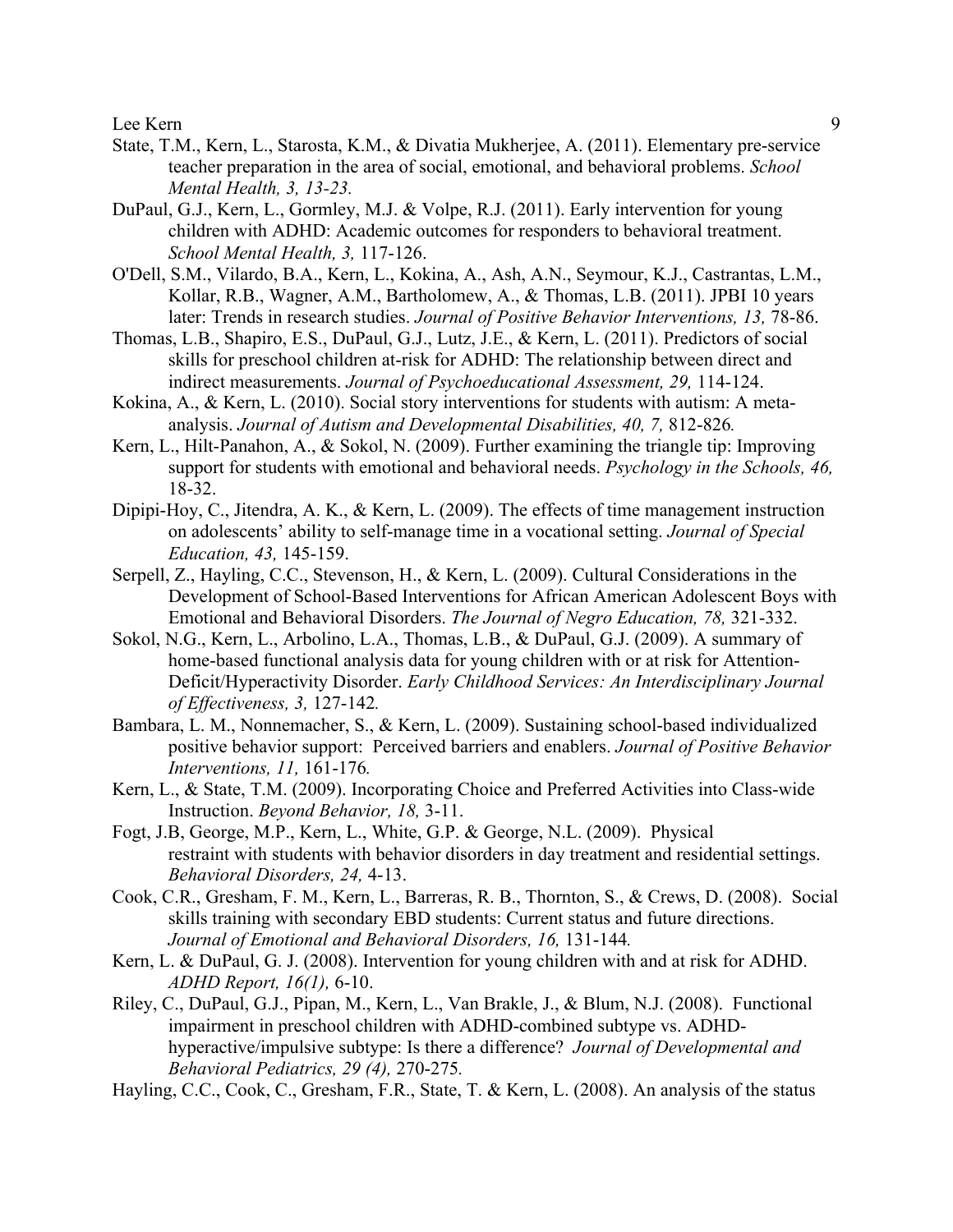State, T.M., Kern, L., Starosta, K.M., & Divatia Mukherjee, A. (2011). Elementary pre-service teacher preparation in the area of social, emotional, and behavioral problems. *School Mental Health, 3, 13-23.*

DuPaul, G.J., Kern, L., Gormley, M.J. & Volpe, R.J. (2011). Early intervention for young children with ADHD: Academic outcomes for responders to behavioral treatment. *School Mental Health, 3,* 117-126.

O'Dell, S.M., Vilardo, B.A., Kern, L., Kokina, A., Ash, A.N., Seymour, K.J., Castrantas, L.M., Kollar, R.B., Wagner, A.M., Bartholomew, A., & Thomas, L.B. (2011). JPBI 10 years later: Trends in research studies. *Journal of Positive Behavior Interventions, 13,* 78-86.

Thomas, L.B., Shapiro, E.S., DuPaul, G.J., Lutz, J.E., & Kern, L. (2011). Predictors of social skills for preschool children at-risk for ADHD: The relationship between direct and indirect measurements. *Journal of Psychoeducational Assessment, 29,* 114-124.

Kokina, A., & Kern, L. (2010). Social story interventions for students with autism: A meta-analysis. *Journal of Autism and Developmental Disabilities, 40, 7,* 812-826*.*

Kern, L., Hilt-Panahon, A., & Sokol, N. (2009). Further examining the triangle tip: Improving support for students with emotional and behavioral needs. *Psychology in the Schools, 46,* 18-32.

Dipipi-Hoy, C., Jitendra, A. K., & Kern, L. (2009). The effects of time management instruction on adolescents' ability to self-manage time in a vocational setting. *Journal of Special Education, 43,* 145-159.

Serpell, Z., Hayling, C.C., Stevenson, H., & Kern, L. (2009). Cultural Considerations in the Development of School-Based Interventions for African American Adolescent Boys with Emotional and Behavioral Disorders. *The Journal of Negro Education, 78,* 321-332.

Sokol, N.G., Kern, L., Arbolino, L.A., Thomas, L.B., & DuPaul, G.J. (2009). A summary of home-based functional analysis data for young children with or at risk for Attention-Deficit/Hyperactivity Disorder. *Early Childhood Services: An Interdisciplinary Journal of Effectiveness, 3,* 127-142*.*

Bambara, L. M., Nonnemacher, S., & Kern, L. (2009). Sustaining school-based individualized positive behavior support: Perceived barriers and enablers. *Journal of Positive Behavior Interventions, 11,* 161-176*.*

Kern, L., & State, T.M. (2009). Incorporating Choice and Preferred Activities into Class-wide Instruction. *Beyond Behavior, 18,* 3-11.

Fogt, J.B, George, M.P., Kern, L., White, G.P. & George, N.L. (2009). Physical restraint with students with behavior disorders in day treatment and residential settings. *Behavioral Disorders, 24,* 4-13.

Cook, C.R., Gresham, F. M., Kern, L., Barreras, R. B., Thornton, S., & Crews, D. (2008). Social skills training with secondary EBD students: Current status and future directions. *Journal of Emotional and Behavioral Disorders, 16,* 131-144*.*

Kern, L. & DuPaul, G. J. (2008). Intervention for young children with and at risk for ADHD. *ADHD Report, 16(1),* 6-10.

Riley, C., DuPaul, G.J., Pipan, M., Kern, L., Van Brakle, J., & Blum, N.J. (2008). Functional impairment in preschool children with ADHD-combined subtype vs. ADHD-hyperactive/impulsive subtype: Is there a difference? *Journal of Developmental and Behavioral Pediatrics, 29 (4),* 270-275*.*

Hayling, C.C., Cook, C., Gresham, F.R., State, T. & Kern, L. (2008). An analysis of the status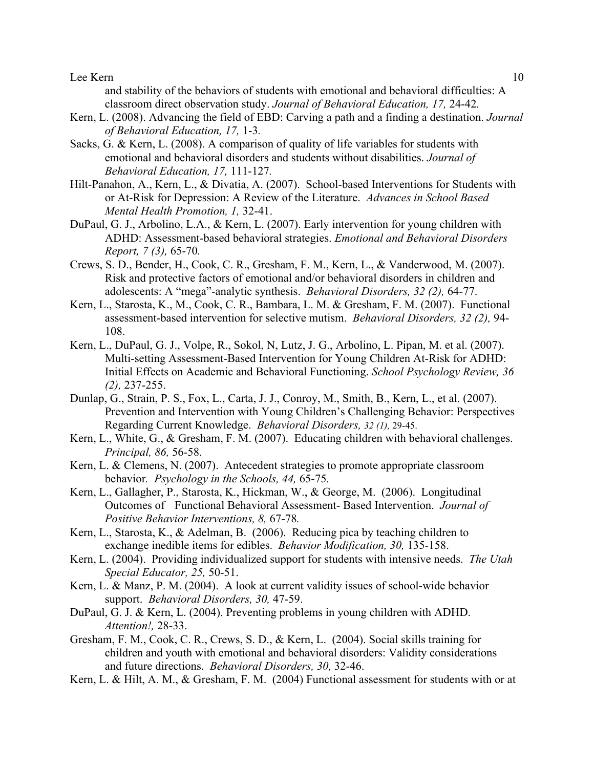and stability of the behaviors of students with emotional and behavioral difficulties: A classroom direct observation study. *Journal of Behavioral Education, 17,* 24-42*.*

Kern, L. (2008). Advancing the field of EBD: Carving a path and a finding a destination. *Journal of Behavioral Education, 17,* 1-3*.*

Sacks, G. & Kern, L. (2008). A comparison of quality of life variables for students with emotional and behavioral disorders and students without disabilities. *Journal of Behavioral Education, 17,* 111-127*.*

Hilt-Panahon, A., Kern, L., & Divatia, A. (2007). School-based Interventions for Students with or At-Risk for Depression: A Review of the Literature. *Advances in School Based Mental Health Promotion, 1,* 32-41.

DuPaul, G. J., Arbolino, L.A., & Kern, L. (2007). Early intervention for young children with ADHD: Assessment-based behavioral strategies. *Emotional and Behavioral Disorders Report, 7 (3),* 65-70*.*

Crews, S. D., Bender, H., Cook, C. R., Gresham, F. M., Kern, L., & Vanderwood, M. (2007). Risk and protective factors of emotional and/or behavioral disorders in children and adolescents: A "mega"-analytic synthesis. *Behavioral Disorders, 32 (2),* 64-77.

Kern, L., Starosta, K., M., Cook, C. R., Bambara, L. M. & Gresham, F. M. (2007). Functional assessment-based intervention for selective mutism. *Behavioral Disorders, 32 (2),* 94-108.

Kern, L., DuPaul, G. J., Volpe, R., Sokol, N, Lutz, J. G., Arbolino, L. Pipan, M. et al. (2007). Multi-setting Assessment-Based Intervention for Young Children At-Risk for ADHD: Initial Effects on Academic and Behavioral Functioning. *School Psychology Review, 36 (2),* 237-255.

Dunlap, G., Strain, P. S., Fox, L., Carta, J. J., Conroy, M., Smith, B., Kern, L., et al. (2007). Prevention and Intervention with Young Children's Challenging Behavior: Perspectives Regarding Current Knowledge. *Behavioral Disorders, 32 (1),* 29-45.

Kern, L., White, G., & Gresham, F. M. (2007). Educating children with behavioral challenges. *Principal, 86,* 56-58.

Kern, L. & Clemens, N. (2007). Antecedent strategies to promote appropriate classroom behavior*. Psychology in the Schools, 44,* 65-75*.*

Kern, L., Gallagher, P., Starosta, K., Hickman, W., & George, M. (2006). Longitudinal Outcomes of Functional Behavioral Assessment- Based Intervention. *Journal of Positive Behavior Interventions, 8,* 67-78*.*

Kern, L., Starosta, K., & Adelman, B. (2006). Reducing pica by teaching children to exchange inedible items for edibles. *Behavior Modification, 30,* 135-158.

Kern, L. (2004). Providing individualized support for students with intensive needs. *The Utah Special Educator, 25,* 50-51.

Kern, L. & Manz, P. M. (2004). A look at current validity issues of school-wide behavior support. *Behavioral Disorders, 30,* 47-59.

DuPaul, G. J. & Kern, L. (2004). Preventing problems in young children with ADHD. *Attention!,* 28-33.

Gresham, F. M., Cook, C. R., Crews, S. D., & Kern, L. (2004). Social skills training for children and youth with emotional and behavioral disorders: Validity considerations and future directions. *Behavioral Disorders, 30,* 32-46.

Kern, L. & Hilt, A. M., & Gresham, F. M. (2004) Functional assessment for students with or at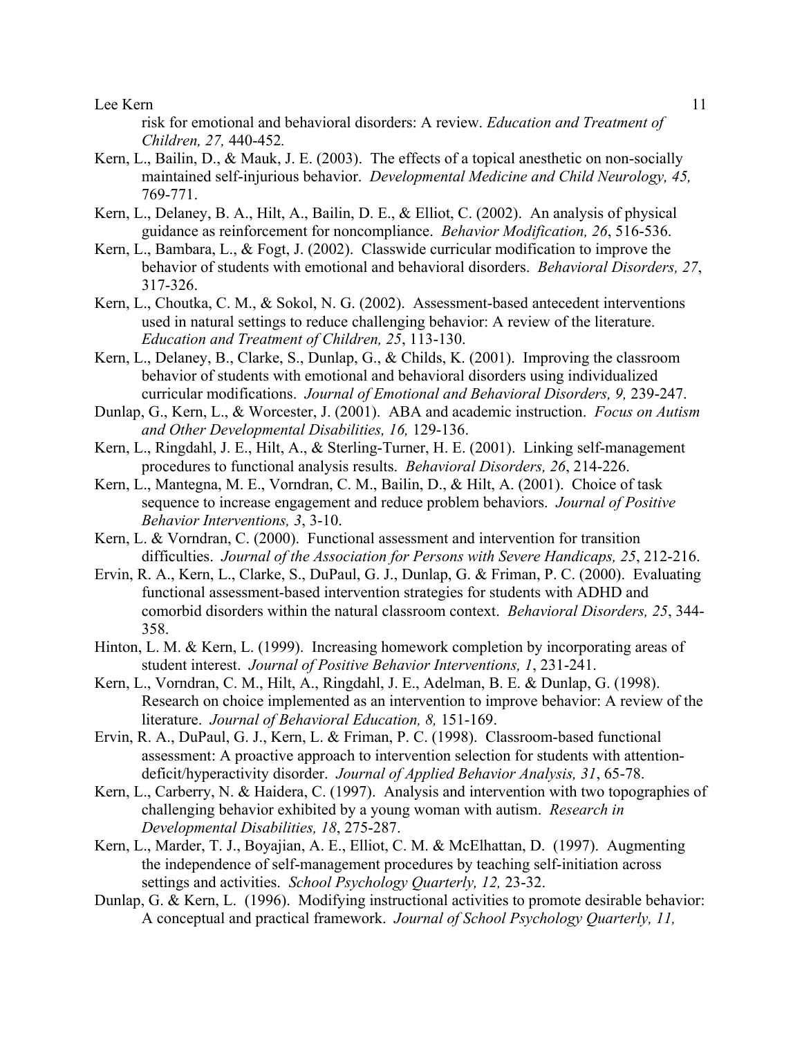risk for emotional and behavioral disorders: A review. *Education and Treatment of Children, 27,* 440-452.

Kern, L., Bailin, D., & Mauk, J. E. (2003). The effects of a topical anesthetic on non-socially maintained self-injurious behavior. *Developmental Medicine and Child Neurology, 45,* 769-771.

Kern, L., Delaney, B. A., Hilt, A., Bailin, D. E., & Elliot, C. (2002). An analysis of physical guidance as reinforcement for noncompliance. *Behavior Modification, 26*, 516-536.

Kern, L., Bambara, L., & Fogt, J. (2002). Classwide curricular modification to improve the behavior of students with emotional and behavioral disorders. *Behavioral Disorders, 27*, 317-326.

Kern, L., Choutka, C. M., & Sokol, N. G. (2002). Assessment-based antecedent interventions used in natural settings to reduce challenging behavior: A review of the literature. *Education and Treatment of Children, 25*, 113-130.

Kern, L., Delaney, B., Clarke, S., Dunlap, G., & Childs, K. (2001). Improving the classroom behavior of students with emotional and behavioral disorders using individualized curricular modifications. *Journal of Emotional and Behavioral Disorders, 9,* 239-247.

Dunlap, G., Kern, L., & Worcester, J. (2001). ABA and academic instruction. *Focus on Autism and Other Developmental Disabilities, 16,* 129-136.

Kern, L., Ringdahl, J. E., Hilt, A., & Sterling-Turner, H. E. (2001). Linking self-management procedures to functional analysis results. *Behavioral Disorders, 26*, 214-226.

Kern, L., Mantegna, M. E., Vorndran, C. M., Bailin, D., & Hilt, A. (2001). Choice of task sequence to increase engagement and reduce problem behaviors. *Journal of Positive Behavior Interventions, 3*, 3-10.

Kern, L. & Vorndran, C. (2000). Functional assessment and intervention for transition difficulties. *Journal of the Association for Persons with Severe Handicaps, 25*, 212-216.

Ervin, R. A., Kern, L., Clarke, S., DuPaul, G. J., Dunlap, G. & Friman, P. C. (2000). Evaluating functional assessment-based intervention strategies for students with ADHD and comorbid disorders within the natural classroom context. *Behavioral Disorders, 25*, 344-358.

Hinton, L. M. & Kern, L. (1999). Increasing homework completion by incorporating areas of student interest. *Journal of Positive Behavior Interventions, 1*, 231-241.

Kern, L., Vorndran, C. M., Hilt, A., Ringdahl, J. E., Adelman, B. E. & Dunlap, G. (1998). Research on choice implemented as an intervention to improve behavior: A review of the literature. *Journal of Behavioral Education, 8,* 151-169.

Ervin, R. A., DuPaul, G. J., Kern, L. & Friman, P. C. (1998). Classroom-based functional assessment: A proactive approach to intervention selection for students with attention-deficit/hyperactivity disorder. *Journal of Applied Behavior Analysis, 31*, 65-78.

Kern, L., Carberry, N. & Haidera, C. (1997). Analysis and intervention with two topographies of challenging behavior exhibited by a young woman with autism. *Research in Developmental Disabilities, 18*, 275-287.

Kern, L., Marder, T. J., Boyajian, A. E., Elliot, C. M. & McElhattan, D. (1997). Augmenting the independence of self-management procedures by teaching self-initiation across settings and activities. *School Psychology Quarterly, 12,* 23-32.

Dunlap, G. & Kern, L. (1996). Modifying instructional activities to promote desirable behavior: A conceptual and practical framework. *Journal of School Psychology Quarterly, 11,*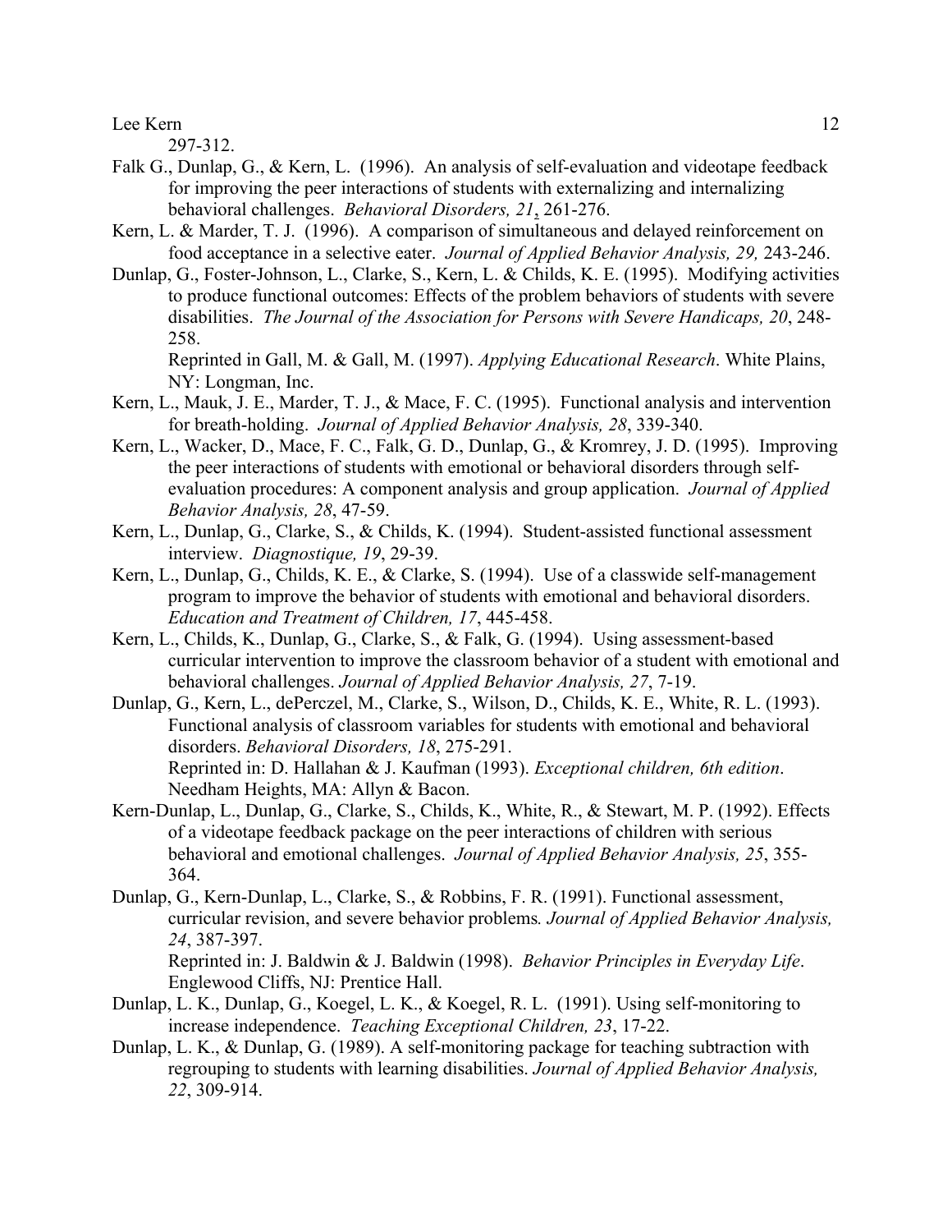297-312.

Falk G., Dunlap, G., & Kern, L. (1996). An analysis of self-evaluation and videotape feedback for improving the peer interactions of students with externalizing and internalizing behavioral challenges. *Behavioral Disorders, 21*, 261-276.

Kern, L. & Marder, T. J. (1996). A comparison of simultaneous and delayed reinforcement on food acceptance in a selective eater. *Journal of Applied Behavior Analysis, 29,* 243-246.

Dunlap, G., Foster-Johnson, L., Clarke, S., Kern, L. & Childs, K. E. (1995). Modifying activities to produce functional outcomes: Effects of the problem behaviors of students with severe disabilities. *The Journal of the Association for Persons with Severe Handicaps, 20*, 248-258.
Reprinted in Gall, M. & Gall, M. (1997). *Applying Educational Research*. White Plains, NY: Longman, Inc.

Kern, L., Mauk, J. E., Marder, T. J., & Mace, F. C. (1995). Functional analysis and intervention for breath-holding. *Journal of Applied Behavior Analysis, 28*, 339-340.

Kern, L., Wacker, D., Mace, F. C., Falk, G. D., Dunlap, G., & Kromrey, J. D. (1995). Improving the peer interactions of students with emotional or behavioral disorders through self-evaluation procedures: A component analysis and group application. *Journal of Applied Behavior Analysis, 28*, 47-59.

Kern, L., Dunlap, G., Clarke, S., & Childs, K. (1994). Student-assisted functional assessment interview. *Diagnostique, 19*, 29-39.

Kern, L., Dunlap, G., Childs, K. E., & Clarke, S. (1994). Use of a classwide self-management program to improve the behavior of students with emotional and behavioral disorders. *Education and Treatment of Children, 17*, 445-458.

Kern, L., Childs, K., Dunlap, G., Clarke, S., & Falk, G. (1994). Using assessment-based curricular intervention to improve the classroom behavior of a student with emotional and behavioral challenges. *Journal of Applied Behavior Analysis, 27*, 7-19.

Dunlap, G., Kern, L., dePerczel, M., Clarke, S., Wilson, D., Childs, K. E., White, R. L. (1993). Functional analysis of classroom variables for students with emotional and behavioral disorders. *Behavioral Disorders, 18*, 275-291.
Reprinted in: D. Hallahan & J. Kaufman (1993). *Exceptional children, 6th edition*. Needham Heights, MA: Allyn & Bacon.

Kern-Dunlap, L., Dunlap, G., Clarke, S., Childs, K., White, R., & Stewart, M. P. (1992). Effects of a videotape feedback package on the peer interactions of children with serious behavioral and emotional challenges. *Journal of Applied Behavior Analysis, 25*, 355-364.

Dunlap, G., Kern-Dunlap, L., Clarke, S., & Robbins, F. R. (1991). Functional assessment, curricular revision, and severe behavior problems*. Journal of Applied Behavior Analysis, 24*, 387-397.
Reprinted in: J. Baldwin & J. Baldwin (1998). *Behavior Principles in Everyday Life*. Englewood Cliffs, NJ: Prentice Hall.

Dunlap, L. K., Dunlap, G., Koegel, L. K., & Koegel, R. L. (1991). Using self-monitoring to increase independence. *Teaching Exceptional Children, 23*, 17-22.

Dunlap, L. K., & Dunlap, G. (1989). A self-monitoring package for teaching subtraction with regrouping to students with learning disabilities. *Journal of Applied Behavior Analysis, 22*, 309-914.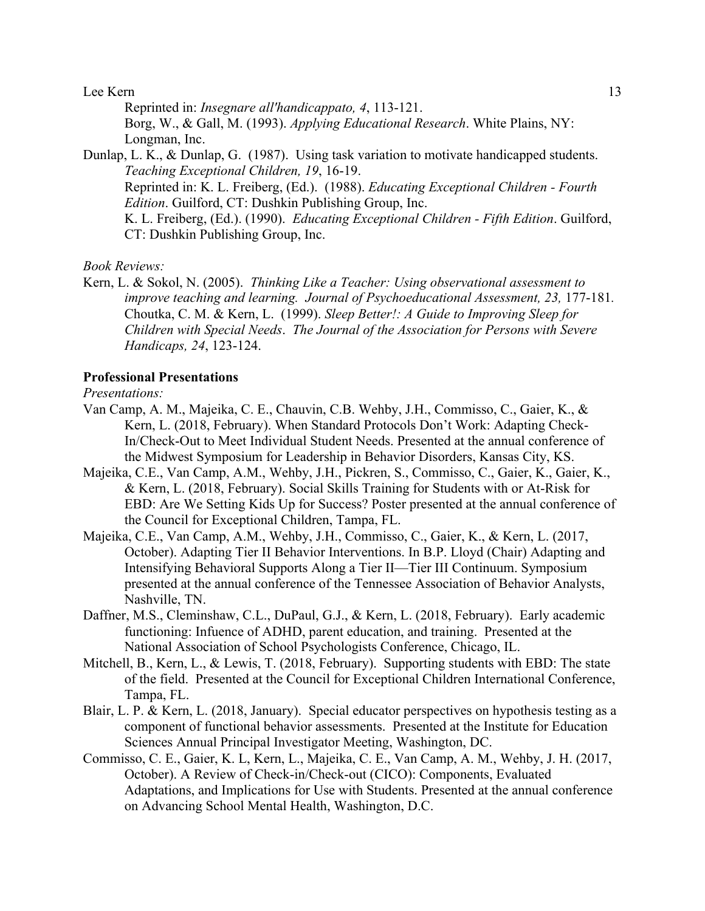Reprinted in: *Insegnare all'handicappato, 4*, 113-121.
Borg, W., & Gall, M. (1993). *Applying Educational Research*. White Plains, NY: Longman, Inc.

Dunlap, L. K., & Dunlap, G. (1987). Using task variation to motivate handicapped students. *Teaching Exceptional Children, 19*, 16-19.
Reprinted in: K. L. Freiberg, (Ed.). (1988). *Educating Exceptional Children - Fourth Edition*. Guilford, CT: Dushkin Publishing Group, Inc.
K. L. Freiberg, (Ed.). (1990). *Educating Exceptional Children - Fifth Edition*. Guilford, CT: Dushkin Publishing Group, Inc.

*Book Reviews:*

Kern, L. & Sokol, N. (2005). *Thinking Like a Teacher: Using observational assessment to improve teaching and learning. Journal of Psychoeducational Assessment, 23,* 177-181.
Choutka, C. M. & Kern, L. (1999). *Sleep Better!: A Guide to Improving Sleep for Children with Special Needs*. *The Journal of the Association for Persons with Severe Handicaps, 24*, 123-124.

**Professional Presentations**

*Presentations:*

Van Camp, A. M., Majeika, C. E., Chauvin, C.B. Wehby, J.H., Commisso, C., Gaier, K., & Kern, L. (2018, February). When Standard Protocols Don't Work: Adapting Check-In/Check-Out to Meet Individual Student Needs. Presented at the annual conference of the Midwest Symposium for Leadership in Behavior Disorders, Kansas City, KS.

Majeika, C.E., Van Camp, A.M., Wehby, J.H., Pickren, S., Commisso, C., Gaier, K., Gaier, K., & Kern, L. (2018, February). Social Skills Training for Students with or At-Risk for EBD: Are We Setting Kids Up for Success? Poster presented at the annual conference of the Council for Exceptional Children, Tampa, FL.

Majeika, C.E., Van Camp, A.M., Wehby, J.H., Commisso, C., Gaier, K., & Kern, L. (2017, October). Adapting Tier II Behavior Interventions. In B.P. Lloyd (Chair) Adapting and Intensifying Behavioral Supports Along a Tier II—Tier III Continuum. Symposium presented at the annual conference of the Tennessee Association of Behavior Analysts, Nashville, TN.

Daffner, M.S., Cleminshaw, C.L., DuPaul, G.J., & Kern, L. (2018, February). Early academic functioning: Infuence of ADHD, parent education, and training. Presented at the National Association of School Psychologists Conference, Chicago, IL.

Mitchell, B., Kern, L., & Lewis, T. (2018, February). Supporting students with EBD: The state of the field. Presented at the Council for Exceptional Children International Conference, Tampa, FL.

Blair, L. P. & Kern, L. (2018, January). Special educator perspectives on hypothesis testing as a component of functional behavior assessments. Presented at the Institute for Education Sciences Annual Principal Investigator Meeting, Washington, DC.

Commisso, C. E., Gaier, K. L, Kern, L., Majeika, C. E., Van Camp, A. M., Wehby, J. H. (2017, October). A Review of Check-in/Check-out (CICO): Components, Evaluated Adaptations, and Implications for Use with Students. Presented at the annual conference on Advancing School Mental Health, Washington, D.C.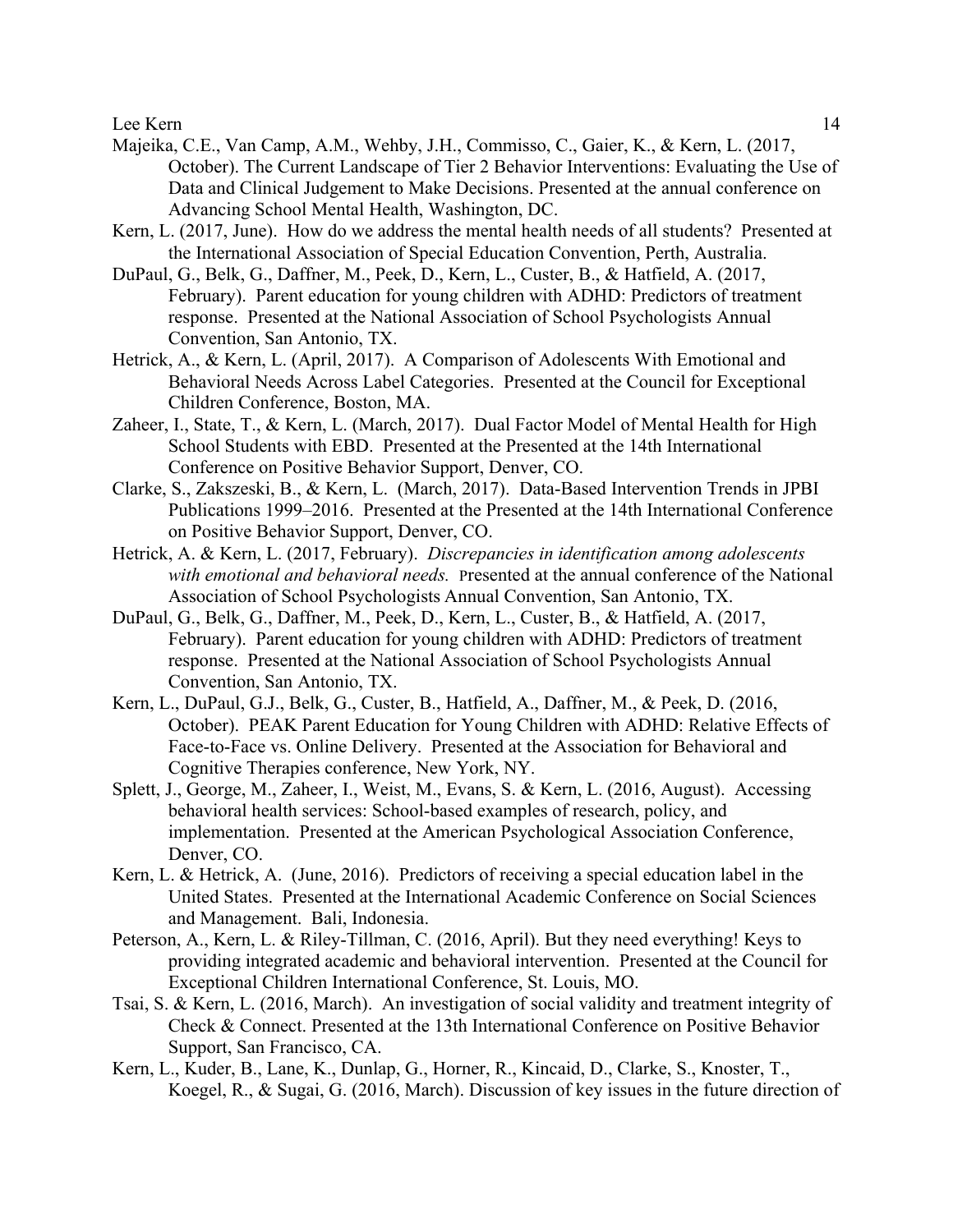Majeika, C.E., Van Camp, A.M., Wehby, J.H., Commisso, C., Gaier, K., & Kern, L. (2017, October). The Current Landscape of Tier 2 Behavior Interventions: Evaluating the Use of Data and Clinical Judgement to Make Decisions. Presented at the annual conference on Advancing School Mental Health, Washington, DC.

Kern, L. (2017, June). How do we address the mental health needs of all students? Presented at the International Association of Special Education Convention, Perth, Australia.

DuPaul, G., Belk, G., Daffner, M., Peek, D., Kern, L., Custer, B., & Hatfield, A. (2017, February). Parent education for young children with ADHD: Predictors of treatment response. Presented at the National Association of School Psychologists Annual Convention, San Antonio, TX.

Hetrick, A., & Kern, L. (April, 2017). A Comparison of Adolescents With Emotional and Behavioral Needs Across Label Categories. Presented at the Council for Exceptional Children Conference, Boston, MA.

Zaheer, I., State, T., & Kern, L. (March, 2017). Dual Factor Model of Mental Health for High School Students with EBD. Presented at the Presented at the 14th International Conference on Positive Behavior Support, Denver, CO.

Clarke, S., Zakszeski, B., & Kern, L. (March, 2017). Data-Based Intervention Trends in JPBI Publications 1999–2016. Presented at the Presented at the 14th International Conference on Positive Behavior Support, Denver, CO.

Hetrick, A. & Kern, L. (2017, February). *Discrepancies in identification among adolescents with emotional and behavioral needs.* Presented at the annual conference of the National Association of School Psychologists Annual Convention, San Antonio, TX.

DuPaul, G., Belk, G., Daffner, M., Peek, D., Kern, L., Custer, B., & Hatfield, A. (2017, February). Parent education for young children with ADHD: Predictors of treatment response. Presented at the National Association of School Psychologists Annual Convention, San Antonio, TX.

Kern, L., DuPaul, G.J., Belk, G., Custer, B., Hatfield, A., Daffner, M., & Peek, D. (2016, October). PEAK Parent Education for Young Children with ADHD: Relative Effects of Face-to-Face vs. Online Delivery. Presented at the Association for Behavioral and Cognitive Therapies conference, New York, NY.

Splett, J., George, M., Zaheer, I., Weist, M., Evans, S. & Kern, L. (2016, August). Accessing behavioral health services: School-based examples of research, policy, and implementation. Presented at the American Psychological Association Conference, Denver, CO.

Kern, L. & Hetrick, A. (June, 2016). Predictors of receiving a special education label in the United States. Presented at the International Academic Conference on Social Sciences and Management. Bali, Indonesia.

Peterson, A., Kern, L. & Riley-Tillman, C. (2016, April). But they need everything! Keys to providing integrated academic and behavioral intervention. Presented at the Council for Exceptional Children International Conference, St. Louis, MO.

Tsai, S. & Kern, L. (2016, March). An investigation of social validity and treatment integrity of Check & Connect. Presented at the 13th International Conference on Positive Behavior Support, San Francisco, CA.

Kern, L., Kuder, B., Lane, K., Dunlap, G., Horner, R., Kincaid, D., Clarke, S., Knoster, T., Koegel, R., & Sugai, G. (2016, March). Discussion of key issues in the future direction of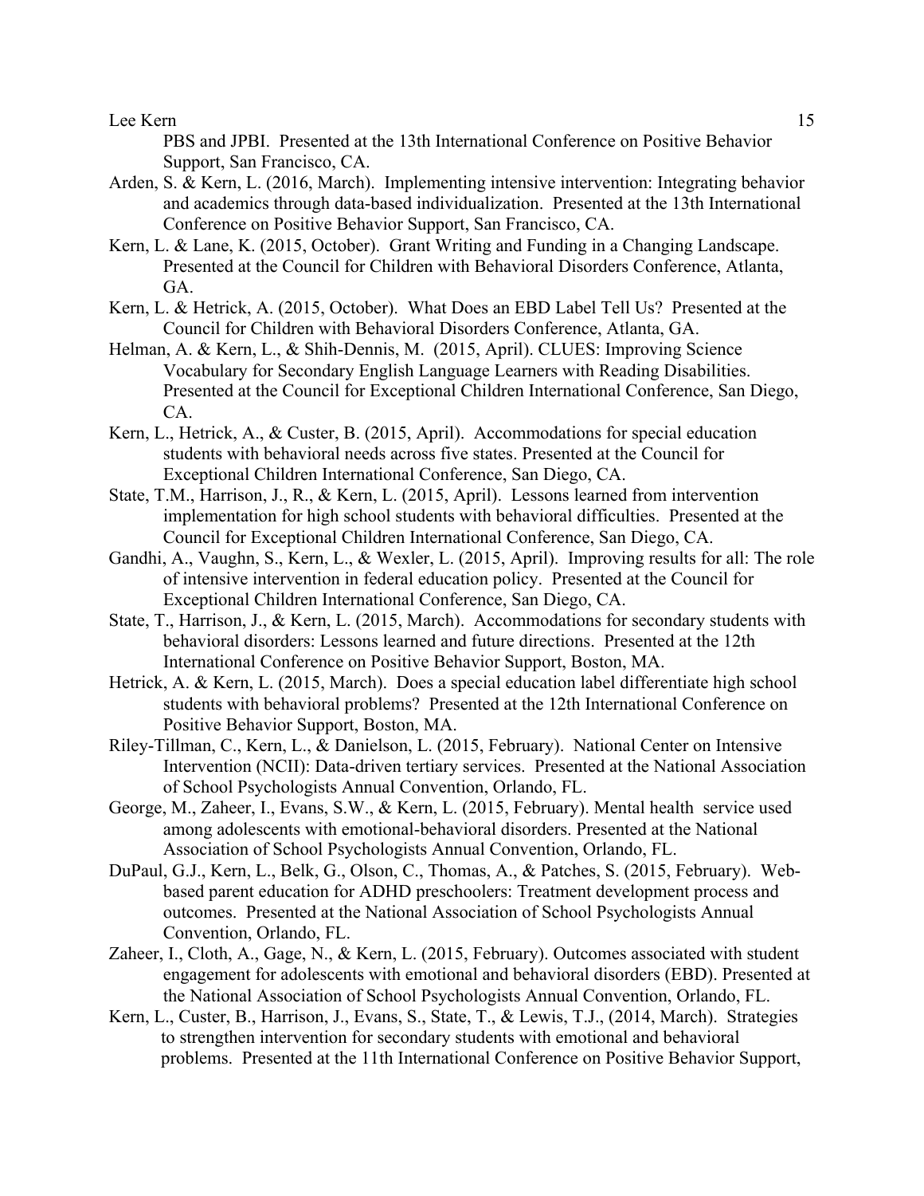PBS and JPBI. Presented at the 13th International Conference on Positive Behavior Support, San Francisco, CA.

Arden, S. & Kern, L. (2016, March). Implementing intensive intervention: Integrating behavior and academics through data-based individualization. Presented at the 13th International Conference on Positive Behavior Support, San Francisco, CA.

Kern, L. & Lane, K. (2015, October). Grant Writing and Funding in a Changing Landscape. Presented at the Council for Children with Behavioral Disorders Conference, Atlanta, GA.

Kern, L. & Hetrick, A. (2015, October). What Does an EBD Label Tell Us? Presented at the Council for Children with Behavioral Disorders Conference, Atlanta, GA.

Helman, A. & Kern, L., & Shih-Dennis, M. (2015, April). CLUES: Improving Science Vocabulary for Secondary English Language Learners with Reading Disabilities. Presented at the Council for Exceptional Children International Conference, San Diego, CA.

Kern, L., Hetrick, A., & Custer, B. (2015, April). Accommodations for special education students with behavioral needs across five states. Presented at the Council for Exceptional Children International Conference, San Diego, CA.

State, T.M., Harrison, J., R., & Kern, L. (2015, April). Lessons learned from intervention implementation for high school students with behavioral difficulties. Presented at the Council for Exceptional Children International Conference, San Diego, CA.

Gandhi, A., Vaughn, S., Kern, L., & Wexler, L. (2015, April). Improving results for all: The role of intensive intervention in federal education policy. Presented at the Council for Exceptional Children International Conference, San Diego, CA.

State, T., Harrison, J., & Kern, L. (2015, March). Accommodations for secondary students with behavioral disorders: Lessons learned and future directions. Presented at the 12th International Conference on Positive Behavior Support, Boston, MA.

Hetrick, A. & Kern, L. (2015, March). Does a special education label differentiate high school students with behavioral problems? Presented at the 12th International Conference on Positive Behavior Support, Boston, MA.

Riley-Tillman, C., Kern, L., & Danielson, L. (2015, February). National Center on Intensive Intervention (NCII): Data-driven tertiary services. Presented at the National Association of School Psychologists Annual Convention, Orlando, FL.

George, M., Zaheer, I., Evans, S.W., & Kern, L. (2015, February). Mental health service used among adolescents with emotional-behavioral disorders. Presented at the National Association of School Psychologists Annual Convention, Orlando, FL.

DuPaul, G.J., Kern, L., Belk, G., Olson, C., Thomas, A., & Patches, S. (2015, February). Web-based parent education for ADHD preschoolers: Treatment development process and outcomes. Presented at the National Association of School Psychologists Annual Convention, Orlando, FL.

Zaheer, I., Cloth, A., Gage, N., & Kern, L. (2015, February). Outcomes associated with student engagement for adolescents with emotional and behavioral disorders (EBD). Presented at the National Association of School Psychologists Annual Convention, Orlando, FL.

Kern, L., Custer, B., Harrison, J., Evans, S., State, T., & Lewis, T.J., (2014, March). Strategies to strengthen intervention for secondary students with emotional and behavioral problems. Presented at the 11th International Conference on Positive Behavior Support,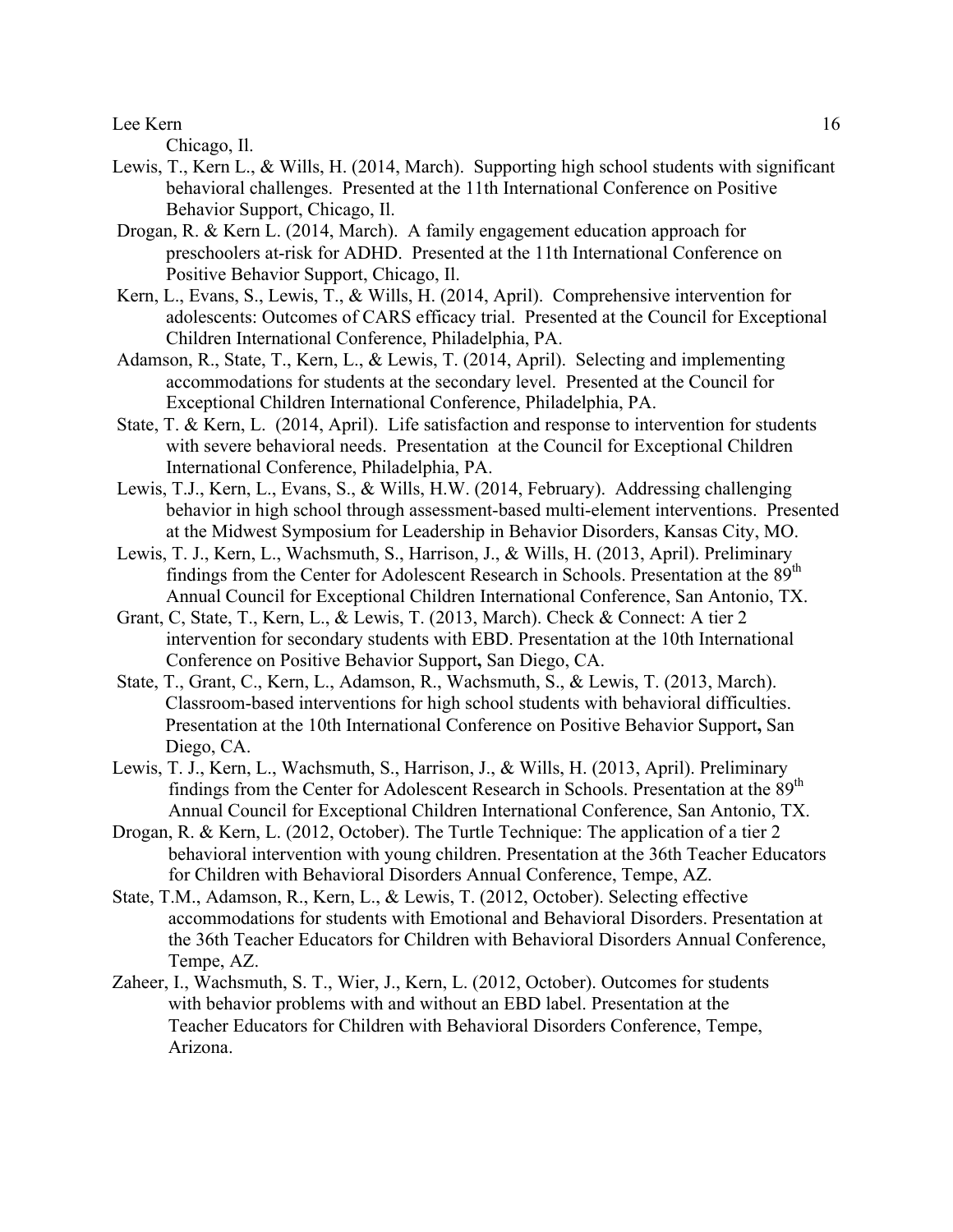Chicago, Il.

Lewis, T., Kern L., & Wills, H. (2014, March). Supporting high school students with significant behavioral challenges. Presented at the 11th International Conference on Positive Behavior Support, Chicago, Il.

Drogan, R. & Kern L. (2014, March). A family engagement education approach for preschoolers at-risk for ADHD. Presented at the 11th International Conference on Positive Behavior Support, Chicago, Il.

Kern, L., Evans, S., Lewis, T., & Wills, H. (2014, April). Comprehensive intervention for adolescents: Outcomes of CARS efficacy trial. Presented at the Council for Exceptional Children International Conference, Philadelphia, PA.

Adamson, R., State, T., Kern, L., & Lewis, T. (2014, April). Selecting and implementing accommodations for students at the secondary level. Presented at the Council for Exceptional Children International Conference, Philadelphia, PA.

State, T. & Kern, L. (2014, April). Life satisfaction and response to intervention for students with severe behavioral needs. Presentation at the Council for Exceptional Children International Conference, Philadelphia, PA.

Lewis, T.J., Kern, L., Evans, S., & Wills, H.W. (2014, February). Addressing challenging behavior in high school through assessment-based multi-element interventions. Presented at the Midwest Symposium for Leadership in Behavior Disorders, Kansas City, MO.

Lewis, T. J., Kern, L., Wachsmuth, S., Harrison, J., & Wills, H. (2013, April). Preliminary findings from the Center for Adolescent Research in Schools. Presentation at the 89th Annual Council for Exceptional Children International Conference, San Antonio, TX.

Grant, C, State, T., Kern, L., & Lewis, T. (2013, March). Check & Connect: A tier 2 intervention for secondary students with EBD. Presentation at the 10th International Conference on Positive Behavior Support, San Diego, CA.

State, T., Grant, C., Kern, L., Adamson, R., Wachsmuth, S., & Lewis, T. (2013, March). Classroom-based interventions for high school students with behavioral difficulties. Presentation at the 10th International Conference on Positive Behavior Support, San Diego, CA.

Lewis, T. J., Kern, L., Wachsmuth, S., Harrison, J., & Wills, H. (2013, April). Preliminary findings from the Center for Adolescent Research in Schools. Presentation at the 89th Annual Council for Exceptional Children International Conference, San Antonio, TX.

Drogan, R. & Kern, L. (2012, October). The Turtle Technique: The application of a tier 2 behavioral intervention with young children. Presentation at the 36th Teacher Educators for Children with Behavioral Disorders Annual Conference, Tempe, AZ.

State, T.M., Adamson, R., Kern, L., & Lewis, T. (2012, October). Selecting effective accommodations for students with Emotional and Behavioral Disorders. Presentation at the 36th Teacher Educators for Children with Behavioral Disorders Annual Conference, Tempe, AZ.

Zaheer, I., Wachsmuth, S. T., Wier, J., Kern, L. (2012, October). Outcomes for students with behavior problems with and without an EBD label. Presentation at the Teacher Educators for Children with Behavioral Disorders Conference, Tempe, Arizona.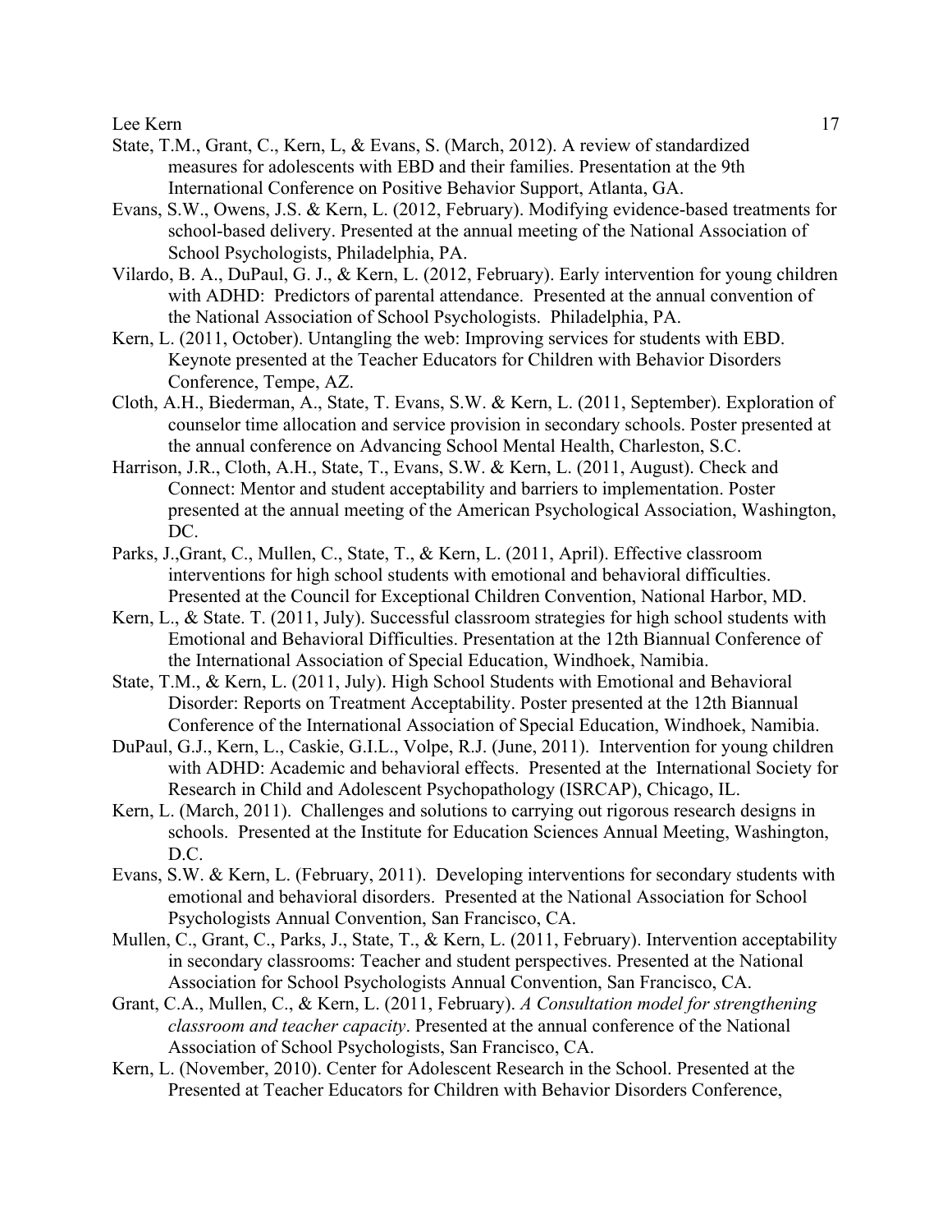State, T.M., Grant, C., Kern, L, & Evans, S. (March, 2012). A review of standardized measures for adolescents with EBD and their families. Presentation at the 9th International Conference on Positive Behavior Support, Atlanta, GA.

Evans, S.W., Owens, J.S. & Kern, L. (2012, February). Modifying evidence-based treatments for school-based delivery. Presented at the annual meeting of the National Association of School Psychologists, Philadelphia, PA.

Vilardo, B. A., DuPaul, G. J., & Kern, L. (2012, February). Early intervention for young children with ADHD: Predictors of parental attendance. Presented at the annual convention of the National Association of School Psychologists. Philadelphia, PA.

Kern, L. (2011, October). Untangling the web: Improving services for students with EBD. Keynote presented at the Teacher Educators for Children with Behavior Disorders Conference, Tempe, AZ.

Cloth, A.H., Biederman, A., State, T. Evans, S.W. & Kern, L. (2011, September). Exploration of counselor time allocation and service provision in secondary schools. Poster presented at the annual conference on Advancing School Mental Health, Charleston, S.C.

Harrison, J.R., Cloth, A.H., State, T., Evans, S.W. & Kern, L. (2011, August). Check and Connect: Mentor and student acceptability and barriers to implementation. Poster presented at the annual meeting of the American Psychological Association, Washington, DC.

Parks, J.,Grant, C., Mullen, C., State, T., & Kern, L. (2011, April). Effective classroom interventions for high school students with emotional and behavioral difficulties. Presented at the Council for Exceptional Children Convention, National Harbor, MD.

Kern, L., & State. T. (2011, July). Successful classroom strategies for high school students with Emotional and Behavioral Difficulties. Presentation at the 12th Biannual Conference of the International Association of Special Education, Windhoek, Namibia.

State, T.M., & Kern, L. (2011, July). High School Students with Emotional and Behavioral Disorder: Reports on Treatment Acceptability. Poster presented at the 12th Biannual Conference of the International Association of Special Education, Windhoek, Namibia.

DuPaul, G.J., Kern, L., Caskie, G.I.L., Volpe, R.J. (June, 2011). Intervention for young children with ADHD: Academic and behavioral effects. Presented at the International Society for Research in Child and Adolescent Psychopathology (ISRCAP), Chicago, IL.

Kern, L. (March, 2011). Challenges and solutions to carrying out rigorous research designs in schools. Presented at the Institute for Education Sciences Annual Meeting, Washington, D.C.

Evans, S.W. & Kern, L. (February, 2011). Developing interventions for secondary students with emotional and behavioral disorders. Presented at the National Association for School Psychologists Annual Convention, San Francisco, CA.

Mullen, C., Grant, C., Parks, J., State, T., & Kern, L. (2011, February). Intervention acceptability in secondary classrooms: Teacher and student perspectives. Presented at the National Association for School Psychologists Annual Convention, San Francisco, CA.

Grant, C.A., Mullen, C., & Kern, L. (2011, February). *A Consultation model for strengthening classroom and teacher capacity*. Presented at the annual conference of the National Association of School Psychologists, San Francisco, CA.

Kern, L. (November, 2010). Center for Adolescent Research in the School. Presented at the Presented at Teacher Educators for Children with Behavior Disorders Conference,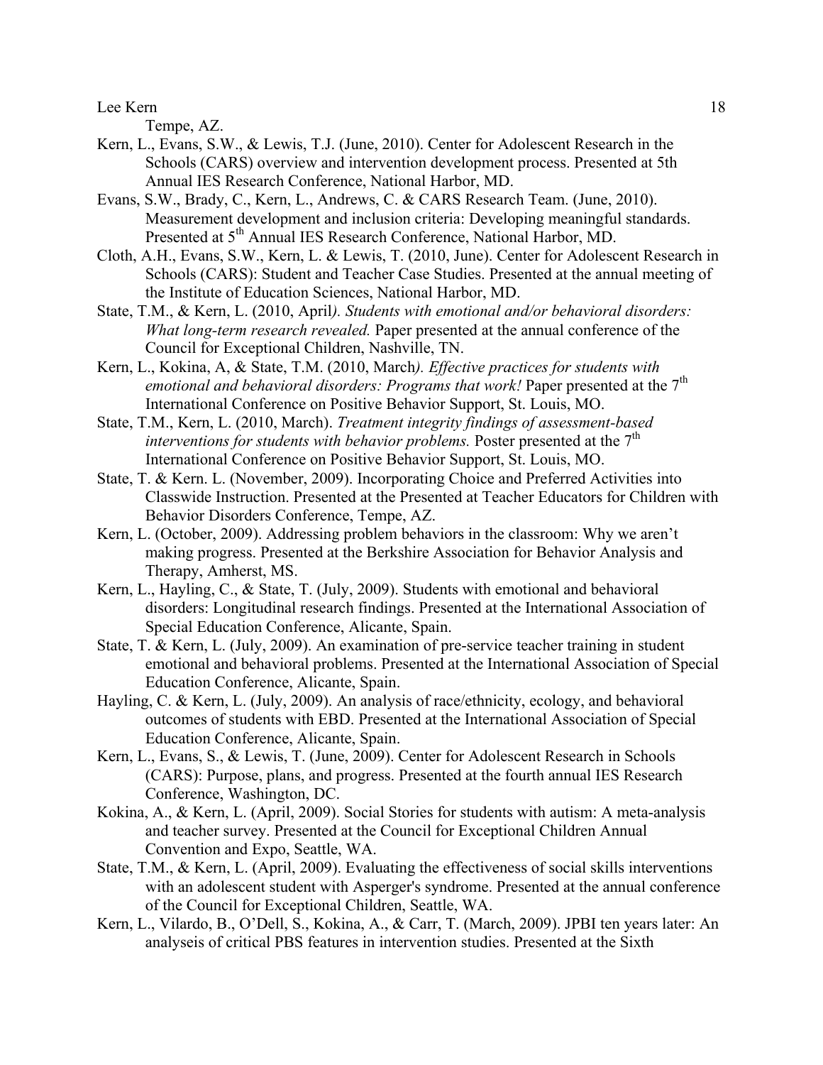Tempe, AZ.

Kern, L., Evans, S.W., & Lewis, T.J. (June, 2010). Center for Adolescent Research in the Schools (CARS) overview and intervention development process. Presented at 5th Annual IES Research Conference, National Harbor, MD.

Evans, S.W., Brady, C., Kern, L., Andrews, C. & CARS Research Team. (June, 2010). Measurement development and inclusion criteria: Developing meaningful standards. Presented at 5th Annual IES Research Conference, National Harbor, MD.

Cloth, A.H., Evans, S.W., Kern, L. & Lewis, T. (2010, June). Center for Adolescent Research in Schools (CARS): Student and Teacher Case Studies. Presented at the annual meeting of the Institute of Education Sciences, National Harbor, MD.

State, T.M., & Kern, L. (2010, April*). Students with emotional and/or behavioral disorders: What long-term research revealed.* Paper presented at the annual conference of the Council for Exceptional Children, Nashville, TN.

Kern, L., Kokina, A, & State, T.M. (2010, March*). Effective practices for students with emotional and behavioral disorders: Programs that work!* Paper presented at the 7th International Conference on Positive Behavior Support, St. Louis, MO.

State, T.M., Kern, L. (2010, March). *Treatment integrity findings of assessment-based interventions for students with behavior problems.* Poster presented at the 7th International Conference on Positive Behavior Support, St. Louis, MO.

State, T. & Kern. L. (November, 2009). Incorporating Choice and Preferred Activities into Classwide Instruction. Presented at the Presented at Teacher Educators for Children with Behavior Disorders Conference, Tempe, AZ.

Kern, L. (October, 2009). Addressing problem behaviors in the classroom: Why we aren't making progress. Presented at the Berkshire Association for Behavior Analysis and Therapy, Amherst, MS.

Kern, L., Hayling, C., & State, T. (July, 2009). Students with emotional and behavioral disorders: Longitudinal research findings. Presented at the International Association of Special Education Conference, Alicante, Spain.

State, T. & Kern, L. (July, 2009). An examination of pre-service teacher training in student emotional and behavioral problems. Presented at the International Association of Special Education Conference, Alicante, Spain.

Hayling, C. & Kern, L. (July, 2009). An analysis of race/ethnicity, ecology, and behavioral outcomes of students with EBD. Presented at the International Association of Special Education Conference, Alicante, Spain.

Kern, L., Evans, S., & Lewis, T. (June, 2009). Center for Adolescent Research in Schools (CARS): Purpose, plans, and progress. Presented at the fourth annual IES Research Conference, Washington, DC.

Kokina, A., & Kern, L. (April, 2009). Social Stories for students with autism: A meta-analysis and teacher survey. Presented at the Council for Exceptional Children Annual Convention and Expo, Seattle, WA.

State, T.M., & Kern, L. (April, 2009). Evaluating the effectiveness of social skills interventions with an adolescent student with Asperger's syndrome. Presented at the annual conference of the Council for Exceptional Children, Seattle, WA.

Kern, L., Vilardo, B., O'Dell, S., Kokina, A., & Carr, T. (March, 2009). JPBI ten years later: An analyseis of critical PBS features in intervention studies. Presented at the Sixth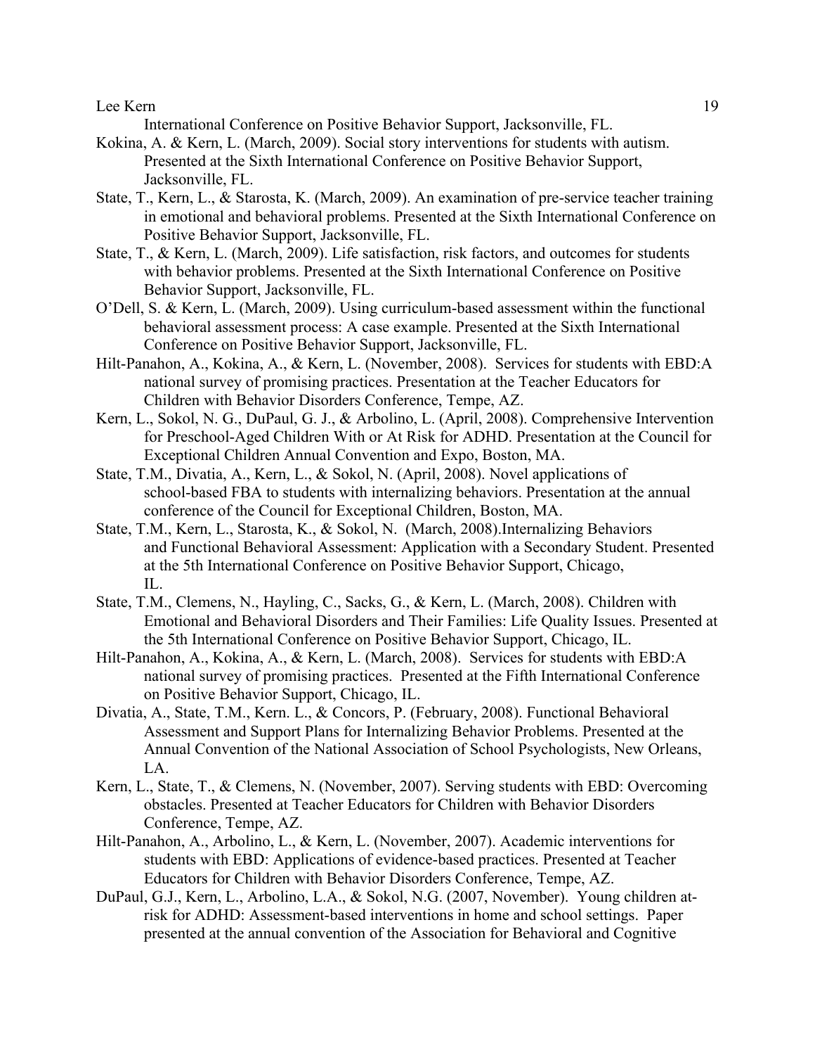International Conference on Positive Behavior Support, Jacksonville, FL.

Kokina, A. & Kern, L. (March, 2009). Social story interventions for students with autism. Presented at the Sixth International Conference on Positive Behavior Support, Jacksonville, FL.

State, T., Kern, L., & Starosta, K. (March, 2009). An examination of pre-service teacher training in emotional and behavioral problems. Presented at the Sixth International Conference on Positive Behavior Support, Jacksonville, FL.

State, T., & Kern, L. (March, 2009). Life satisfaction, risk factors, and outcomes for students with behavior problems. Presented at the Sixth International Conference on Positive Behavior Support, Jacksonville, FL.

O'Dell, S. & Kern, L. (March, 2009). Using curriculum-based assessment within the functional behavioral assessment process: A case example. Presented at the Sixth International Conference on Positive Behavior Support, Jacksonville, FL.

Hilt-Panahon, A., Kokina, A., & Kern, L. (November, 2008). Services for students with EBD:A national survey of promising practices. Presentation at the Teacher Educators for Children with Behavior Disorders Conference, Tempe, AZ.

Kern, L., Sokol, N. G., DuPaul, G. J., & Arbolino, L. (April, 2008). Comprehensive Intervention for Preschool-Aged Children With or At Risk for ADHD. Presentation at the Council for Exceptional Children Annual Convention and Expo, Boston, MA.

State, T.M., Divatia, A., Kern, L., & Sokol, N. (April, 2008). Novel applications of school-based FBA to students with internalizing behaviors. Presentation at the annual conference of the Council for Exceptional Children, Boston, MA.

State, T.M., Kern, L., Starosta, K., & Sokol, N. (March, 2008).Internalizing Behaviors and Functional Behavioral Assessment: Application with a Secondary Student. Presented at the 5th International Conference on Positive Behavior Support, Chicago, IL.

State, T.M., Clemens, N., Hayling, C., Sacks, G., & Kern, L. (March, 2008). Children with Emotional and Behavioral Disorders and Their Families: Life Quality Issues. Presented at the 5th International Conference on Positive Behavior Support, Chicago, IL.

Hilt-Panahon, A., Kokina, A., & Kern, L. (March, 2008). Services for students with EBD:A national survey of promising practices. Presented at the Fifth International Conference on Positive Behavior Support, Chicago, IL.

Divatia, A., State, T.M., Kern. L., & Concors, P. (February, 2008). Functional Behavioral Assessment and Support Plans for Internalizing Behavior Problems. Presented at the Annual Convention of the National Association of School Psychologists, New Orleans, LA.

Kern, L., State, T., & Clemens, N. (November, 2007). Serving students with EBD: Overcoming obstacles. Presented at Teacher Educators for Children with Behavior Disorders Conference, Tempe, AZ.

Hilt-Panahon, A., Arbolino, L., & Kern, L. (November, 2007). Academic interventions for students with EBD: Applications of evidence-based practices. Presented at Teacher Educators for Children with Behavior Disorders Conference, Tempe, AZ.

DuPaul, G.J., Kern, L., Arbolino, L.A., & Sokol, N.G. (2007, November). Young children at-risk for ADHD: Assessment-based interventions in home and school settings. Paper presented at the annual convention of the Association for Behavioral and Cognitive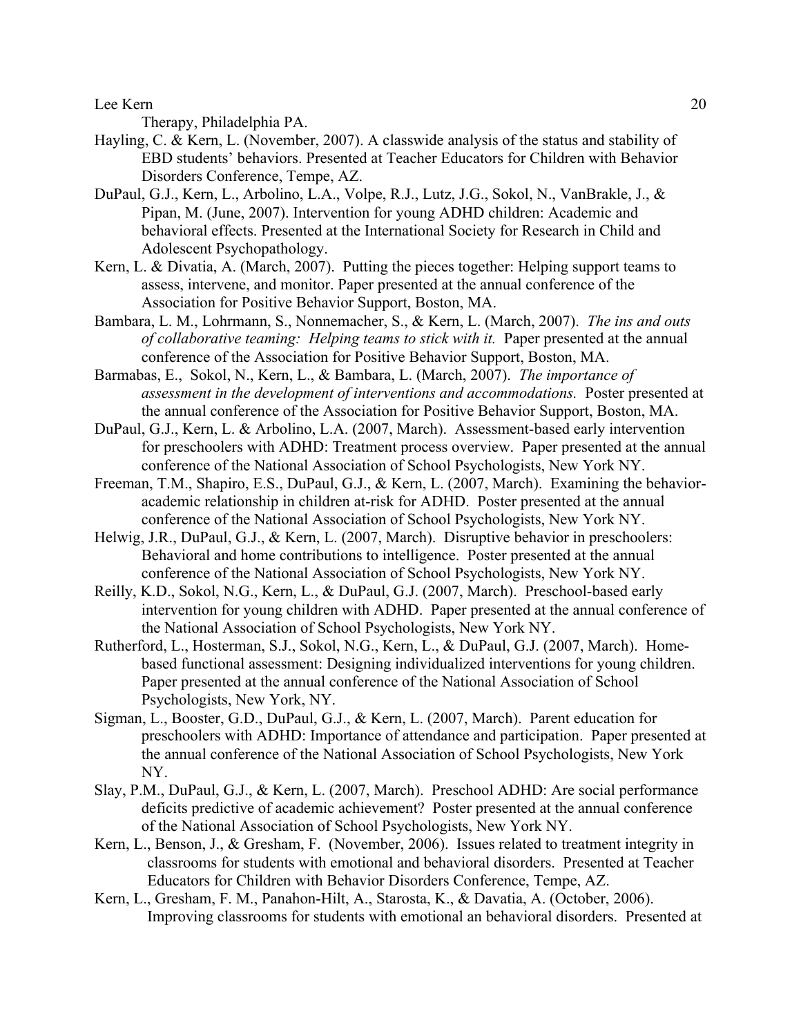Therapy, Philadelphia PA.

Hayling, C. & Kern, L. (November, 2007). A classwide analysis of the status and stability of EBD students' behaviors. Presented at Teacher Educators for Children with Behavior Disorders Conference, Tempe, AZ.

DuPaul, G.J., Kern, L., Arbolino, L.A., Volpe, R.J., Lutz, J.G., Sokol, N., VanBrakle, J., & Pipan, M. (June, 2007). Intervention for young ADHD children: Academic and behavioral effects. Presented at the International Society for Research in Child and Adolescent Psychopathology.

Kern, L. & Divatia, A. (March, 2007). Putting the pieces together: Helping support teams to assess, intervene, and monitor. Paper presented at the annual conference of the Association for Positive Behavior Support, Boston, MA.

Bambara, L. M., Lohrmann, S., Nonnemacher, S., & Kern, L. (March, 2007). *The ins and outs of collaborative teaming: Helping teams to stick with it.* Paper presented at the annual conference of the Association for Positive Behavior Support, Boston, MA.

Barmabas, E., Sokol, N., Kern, L., & Bambara, L. (March, 2007). *The importance of assessment in the development of interventions and accommodations.* Poster presented at the annual conference of the Association for Positive Behavior Support, Boston, MA.

DuPaul, G.J., Kern, L. & Arbolino, L.A. (2007, March). Assessment-based early intervention for preschoolers with ADHD: Treatment process overview. Paper presented at the annual conference of the National Association of School Psychologists, New York NY.

Freeman, T.M., Shapiro, E.S., DuPaul, G.J., & Kern, L. (2007, March). Examining the behavior-academic relationship in children at-risk for ADHD. Poster presented at the annual conference of the National Association of School Psychologists, New York NY.

Helwig, J.R., DuPaul, G.J., & Kern, L. (2007, March). Disruptive behavior in preschoolers: Behavioral and home contributions to intelligence. Poster presented at the annual conference of the National Association of School Psychologists, New York NY.

Reilly, K.D., Sokol, N.G., Kern, L., & DuPaul, G.J. (2007, March). Preschool-based early intervention for young children with ADHD. Paper presented at the annual conference of the National Association of School Psychologists, New York NY.

Rutherford, L., Hosterman, S.J., Sokol, N.G., Kern, L., & DuPaul, G.J. (2007, March). Home-based functional assessment: Designing individualized interventions for young children. Paper presented at the annual conference of the National Association of School Psychologists, New York, NY.

Sigman, L., Booster, G.D., DuPaul, G.J., & Kern, L. (2007, March). Parent education for preschoolers with ADHD: Importance of attendance and participation. Paper presented at the annual conference of the National Association of School Psychologists, New York NY.

Slay, P.M., DuPaul, G.J., & Kern, L. (2007, March). Preschool ADHD: Are social performance deficits predictive of academic achievement? Poster presented at the annual conference of the National Association of School Psychologists, New York NY.

Kern, L., Benson, J., & Gresham, F. (November, 2006). Issues related to treatment integrity in classrooms for students with emotional and behavioral disorders. Presented at Teacher Educators for Children with Behavior Disorders Conference, Tempe, AZ.

Kern, L., Gresham, F. M., Panahon-Hilt, A., Starosta, K., & Davatia, A. (October, 2006). Improving classrooms for students with emotional an behavioral disorders. Presented at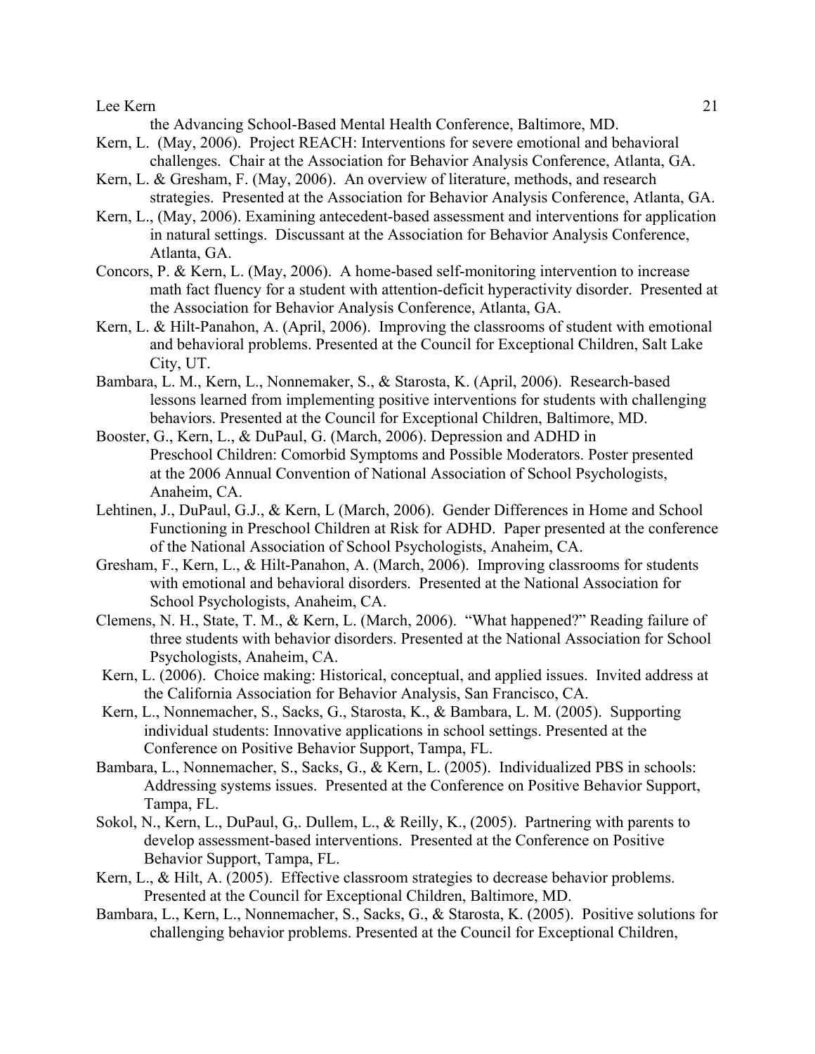the Advancing School-Based Mental Health Conference, Baltimore, MD.

Kern, L. (May, 2006). Project REACH: Interventions for severe emotional and behavioral challenges. Chair at the Association for Behavior Analysis Conference, Atlanta, GA.

Kern, L. & Gresham, F. (May, 2006). An overview of literature, methods, and research strategies. Presented at the Association for Behavior Analysis Conference, Atlanta, GA.

Kern, L., (May, 2006). Examining antecedent-based assessment and interventions for application in natural settings. Discussant at the Association for Behavior Analysis Conference, Atlanta, GA.

Concors, P. & Kern, L. (May, 2006). A home-based self-monitoring intervention to increase math fact fluency for a student with attention-deficit hyperactivity disorder. Presented at the Association for Behavior Analysis Conference, Atlanta, GA.

Kern, L. & Hilt-Panahon, A. (April, 2006). Improving the classrooms of student with emotional and behavioral problems. Presented at the Council for Exceptional Children, Salt Lake City, UT.

Bambara, L. M., Kern, L., Nonnemaker, S., & Starosta, K. (April, 2006). Research-based lessons learned from implementing positive interventions for students with challenging behaviors. Presented at the Council for Exceptional Children, Baltimore, MD.

Booster, G., Kern, L., & DuPaul, G. (March, 2006). Depression and ADHD in Preschool Children: Comorbid Symptoms and Possible Moderators. Poster presented at the 2006 Annual Convention of National Association of School Psychologists, Anaheim, CA.

Lehtinen, J., DuPaul, G.J., & Kern, L (March, 2006). Gender Differences in Home and School Functioning in Preschool Children at Risk for ADHD. Paper presented at the conference of the National Association of School Psychologists, Anaheim, CA.

Gresham, F., Kern, L., & Hilt-Panahon, A. (March, 2006). Improving classrooms for students with emotional and behavioral disorders. Presented at the National Association for School Psychologists, Anaheim, CA.

Clemens, N. H., State, T. M., & Kern, L. (March, 2006). "What happened?" Reading failure of three students with behavior disorders. Presented at the National Association for School Psychologists, Anaheim, CA.

Kern, L. (2006). Choice making: Historical, conceptual, and applied issues. Invited address at the California Association for Behavior Analysis, San Francisco, CA.

Kern, L., Nonnemacher, S., Sacks, G., Starosta, K., & Bambara, L. M. (2005). Supporting individual students: Innovative applications in school settings. Presented at the Conference on Positive Behavior Support, Tampa, FL.

Bambara, L., Nonnemacher, S., Sacks, G., & Kern, L. (2005). Individualized PBS in schools: Addressing systems issues. Presented at the Conference on Positive Behavior Support, Tampa, FL.

Sokol, N., Kern, L., DuPaul, G,. Dullem, L., & Reilly, K., (2005). Partnering with parents to develop assessment-based interventions. Presented at the Conference on Positive Behavior Support, Tampa, FL.

Kern, L., & Hilt, A. (2005). Effective classroom strategies to decrease behavior problems. Presented at the Council for Exceptional Children, Baltimore, MD.

Bambara, L., Kern, L., Nonnemacher, S., Sacks, G., & Starosta, K. (2005). Positive solutions for challenging behavior problems. Presented at the Council for Exceptional Children,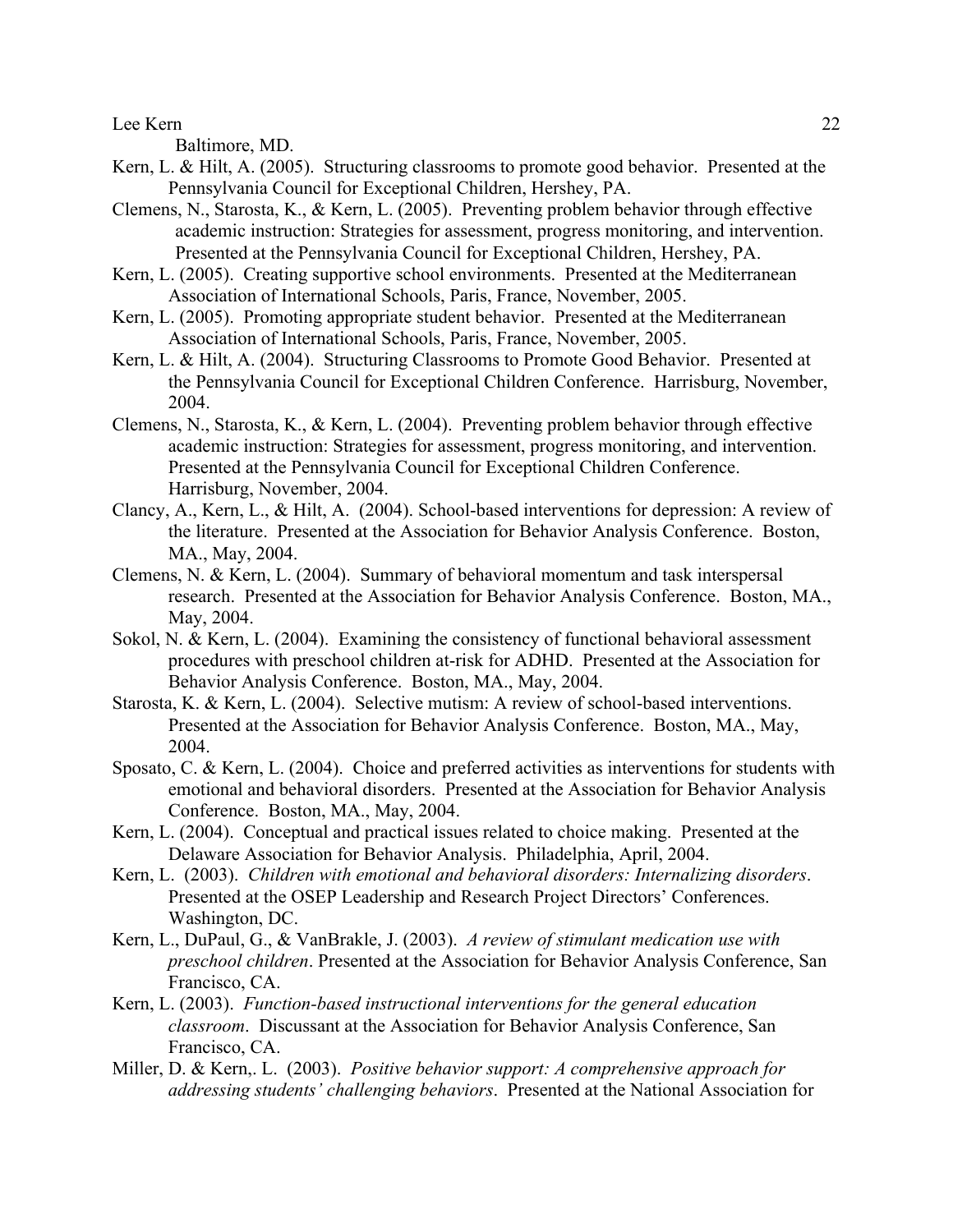Baltimore, MD.

Kern, L. & Hilt, A. (2005). Structuring classrooms to promote good behavior. Presented at the Pennsylvania Council for Exceptional Children, Hershey, PA.

Clemens, N., Starosta, K., & Kern, L. (2005). Preventing problem behavior through effective academic instruction: Strategies for assessment, progress monitoring, and intervention. Presented at the Pennsylvania Council for Exceptional Children, Hershey, PA.

Kern, L. (2005). Creating supportive school environments. Presented at the Mediterranean Association of International Schools, Paris, France, November, 2005.

Kern, L. (2005). Promoting appropriate student behavior. Presented at the Mediterranean Association of International Schools, Paris, France, November, 2005.

Kern, L. & Hilt, A. (2004). Structuring Classrooms to Promote Good Behavior. Presented at the Pennsylvania Council for Exceptional Children Conference. Harrisburg, November, 2004.

Clemens, N., Starosta, K., & Kern, L. (2004). Preventing problem behavior through effective academic instruction: Strategies for assessment, progress monitoring, and intervention. Presented at the Pennsylvania Council for Exceptional Children Conference. Harrisburg, November, 2004.

Clancy, A., Kern, L., & Hilt, A. (2004). School-based interventions for depression: A review of the literature. Presented at the Association for Behavior Analysis Conference. Boston, MA., May, 2004.

Clemens, N. & Kern, L. (2004). Summary of behavioral momentum and task interspersal research. Presented at the Association for Behavior Analysis Conference. Boston, MA., May, 2004.

Sokol, N. & Kern, L. (2004). Examining the consistency of functional behavioral assessment procedures with preschool children at-risk for ADHD. Presented at the Association for Behavior Analysis Conference. Boston, MA., May, 2004.

Starosta, K. & Kern, L. (2004). Selective mutism: A review of school-based interventions. Presented at the Association for Behavior Analysis Conference. Boston, MA., May, 2004.

Sposato, C. & Kern, L. (2004). Choice and preferred activities as interventions for students with emotional and behavioral disorders. Presented at the Association for Behavior Analysis Conference. Boston, MA., May, 2004.

Kern, L. (2004). Conceptual and practical issues related to choice making. Presented at the Delaware Association for Behavior Analysis. Philadelphia, April, 2004.

Kern, L. (2003). *Children with emotional and behavioral disorders: Internalizing disorders*. Presented at the OSEP Leadership and Research Project Directors' Conferences. Washington, DC.

Kern, L., DuPaul, G., & VanBrakle, J. (2003). *A review of stimulant medication use with preschool children*. Presented at the Association for Behavior Analysis Conference, San Francisco, CA.

Kern, L. (2003). *Function-based instructional interventions for the general education classroom*. Discussant at the Association for Behavior Analysis Conference, San Francisco, CA.

Miller, D. & Kern,. L. (2003). *Positive behavior support: A comprehensive approach for addressing students' challenging behaviors*. Presented at the National Association for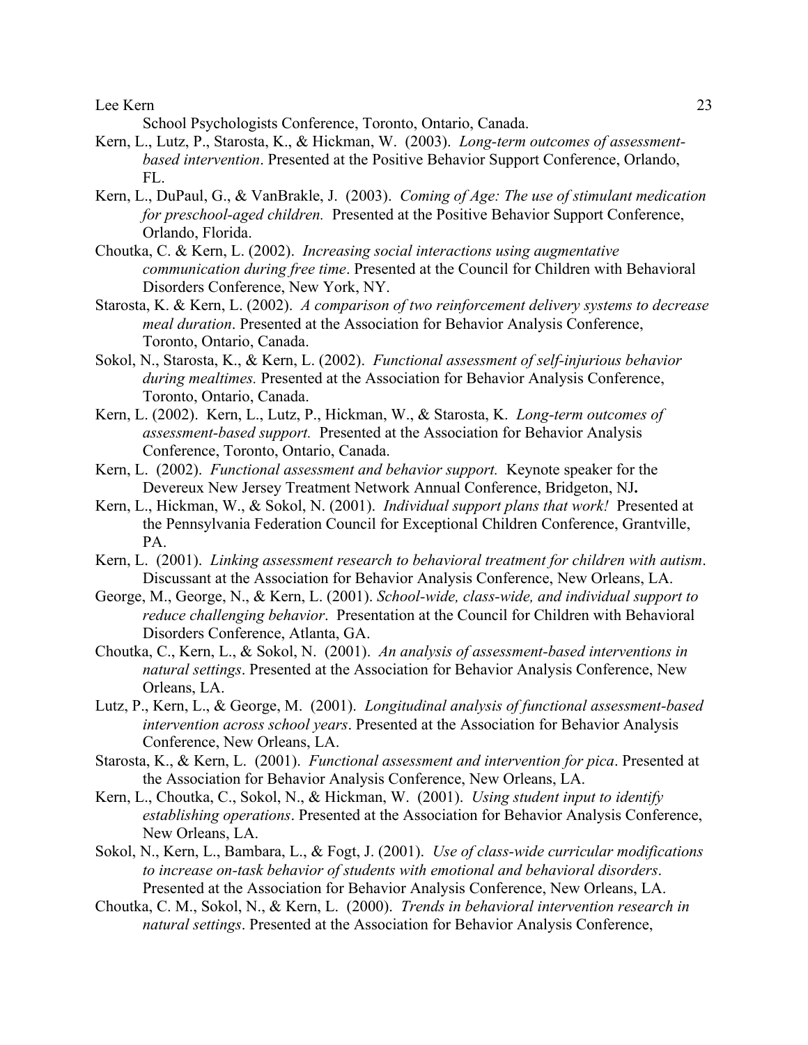School Psychologists Conference, Toronto, Ontario, Canada.

Kern, L., Lutz, P., Starosta, K., & Hickman, W. (2003). *Long-term outcomes of assessment-based intervention*. Presented at the Positive Behavior Support Conference, Orlando, FL.

Kern, L., DuPaul, G., & VanBrakle, J. (2003). *Coming of Age: The use of stimulant medication for preschool-aged children.* Presented at the Positive Behavior Support Conference, Orlando, Florida.

Choutka, C. & Kern, L. (2002). *Increasing social interactions using augmentative communication during free time*. Presented at the Council for Children with Behavioral Disorders Conference, New York, NY.

Starosta, K. & Kern, L. (2002). *A comparison of two reinforcement delivery systems to decrease meal duration*. Presented at the Association for Behavior Analysis Conference, Toronto, Ontario, Canada.

Sokol, N., Starosta, K., & Kern, L. (2002). *Functional assessment of self-injurious behavior during mealtimes.* Presented at the Association for Behavior Analysis Conference, Toronto, Ontario, Canada.

Kern, L. (2002). Kern, L., Lutz, P., Hickman, W., & Starosta, K. *Long-term outcomes of assessment-based support.* Presented at the Association for Behavior Analysis Conference, Toronto, Ontario, Canada.

Kern, L. (2002). *Functional assessment and behavior support.* Keynote speaker for the Devereux New Jersey Treatment Network Annual Conference, Bridgeton, NJ**.**

Kern, L., Hickman, W., & Sokol, N. (2001). *Individual support plans that work!* Presented at the Pennsylvania Federation Council for Exceptional Children Conference, Grantville, PA.

Kern, L. (2001). *Linking assessment research to behavioral treatment for children with autism*. Discussant at the Association for Behavior Analysis Conference, New Orleans, LA.

George, M., George, N., & Kern, L. (2001). *School-wide, class-wide, and individual support to reduce challenging behavior*. Presentation at the Council for Children with Behavioral Disorders Conference, Atlanta, GA.

Choutka, C., Kern, L., & Sokol, N. (2001). *An analysis of assessment-based interventions in natural settings*. Presented at the Association for Behavior Analysis Conference, New Orleans, LA.

Lutz, P., Kern, L., & George, M. (2001). *Longitudinal analysis of functional assessment-based intervention across school years*. Presented at the Association for Behavior Analysis Conference, New Orleans, LA.

Starosta, K., & Kern, L. (2001). *Functional assessment and intervention for pica*. Presented at the Association for Behavior Analysis Conference, New Orleans, LA.

Kern, L., Choutka, C., Sokol, N., & Hickman, W. (2001). *Using student input to identify establishing operations*. Presented at the Association for Behavior Analysis Conference, New Orleans, LA.

Sokol, N., Kern, L., Bambara, L., & Fogt, J. (2001). *Use of class-wide curricular modifications to increase on-task behavior of students with emotional and behavioral disorders*. Presented at the Association for Behavior Analysis Conference, New Orleans, LA.

Choutka, C. M., Sokol, N., & Kern, L. (2000). *Trends in behavioral intervention research in natural settings*. Presented at the Association for Behavior Analysis Conference,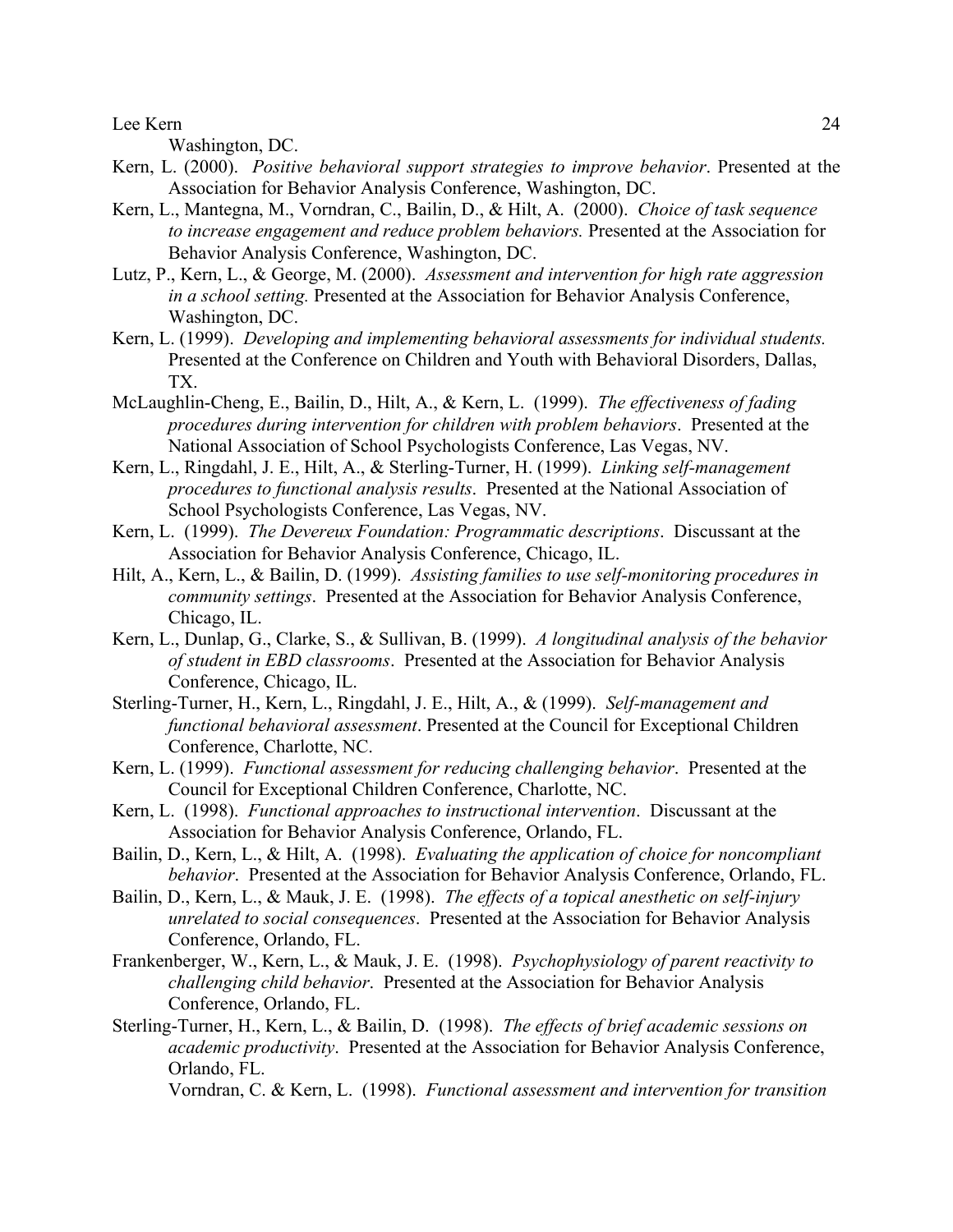Washington, DC.

Kern, L. (2000). *Positive behavioral support strategies to improve behavior*. Presented at the Association for Behavior Analysis Conference, Washington, DC.

Kern, L., Mantegna, M., Vorndran, C., Bailin, D., & Hilt, A. (2000). *Choice of task sequence to increase engagement and reduce problem behaviors.* Presented at the Association for Behavior Analysis Conference, Washington, DC.

Lutz, P., Kern, L., & George, M. (2000). *Assessment and intervention for high rate aggression in a school setting.* Presented at the Association for Behavior Analysis Conference, Washington, DC.

Kern, L. (1999). *Developing and implementing behavioral assessments for individual students.* Presented at the Conference on Children and Youth with Behavioral Disorders, Dallas, TX.

McLaughlin-Cheng, E., Bailin, D., Hilt, A., & Kern, L. (1999). *The effectiveness of fading procedures during intervention for children with problem behaviors*. Presented at the National Association of School Psychologists Conference, Las Vegas, NV.

Kern, L., Ringdahl, J. E., Hilt, A., & Sterling-Turner, H. (1999). *Linking self-management procedures to functional analysis results*. Presented at the National Association of School Psychologists Conference, Las Vegas, NV.

Kern, L. (1999). *The Devereux Foundation: Programmatic descriptions*. Discussant at the Association for Behavior Analysis Conference, Chicago, IL.

Hilt, A., Kern, L., & Bailin, D. (1999). *Assisting families to use self-monitoring procedures in community settings*. Presented at the Association for Behavior Analysis Conference, Chicago, IL.

Kern, L., Dunlap, G., Clarke, S., & Sullivan, B. (1999). *A longitudinal analysis of the behavior of student in EBD classrooms*. Presented at the Association for Behavior Analysis Conference, Chicago, IL.

Sterling-Turner, H., Kern, L., Ringdahl, J. E., Hilt, A., & (1999). *Self-management and functional behavioral assessment*. Presented at the Council for Exceptional Children Conference, Charlotte, NC.

Kern, L. (1999). *Functional assessment for reducing challenging behavior*. Presented at the Council for Exceptional Children Conference, Charlotte, NC.

Kern, L. (1998). *Functional approaches to instructional intervention*. Discussant at the Association for Behavior Analysis Conference, Orlando, FL.

Bailin, D., Kern, L., & Hilt, A. (1998). *Evaluating the application of choice for noncompliant behavior*. Presented at the Association for Behavior Analysis Conference, Orlando, FL.

Bailin, D., Kern, L., & Mauk, J. E. (1998). *The effects of a topical anesthetic on self-injury unrelated to social consequences*. Presented at the Association for Behavior Analysis Conference, Orlando, FL.

Frankenberger, W., Kern, L., & Mauk, J. E. (1998). *Psychophysiology of parent reactivity to challenging child behavior*. Presented at the Association for Behavior Analysis Conference, Orlando, FL.

Sterling-Turner, H., Kern, L., & Bailin, D. (1998). *The effects of brief academic sessions on academic productivity*. Presented at the Association for Behavior Analysis Conference, Orlando, FL.

Vorndran, C. & Kern, L. (1998). *Functional assessment and intervention for transition*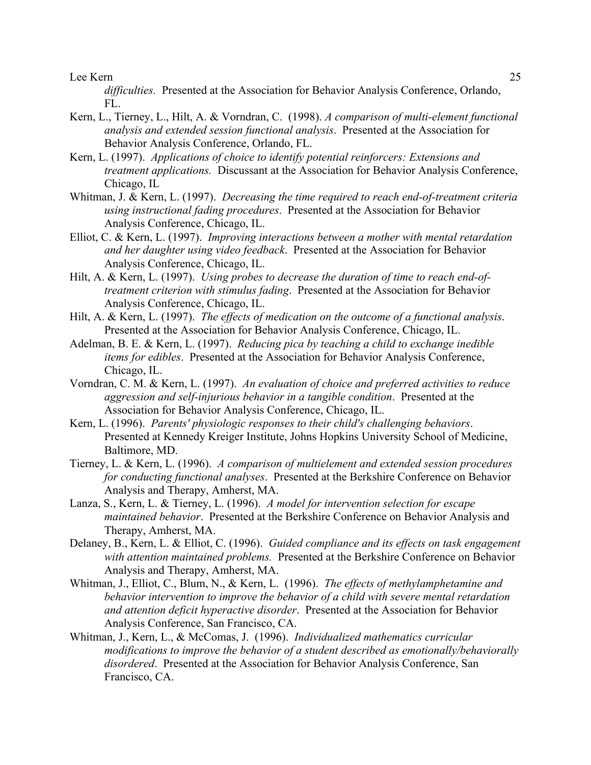*difficulties.* Presented at the Association for Behavior Analysis Conference, Orlando, FL.

Kern, L., Tierney, L., Hilt, A. & Vorndran, C. (1998). *A comparison of multi-element functional analysis and extended session functional analysis*. Presented at the Association for Behavior Analysis Conference, Orlando, FL.

Kern, L. (1997). *Applications of choice to identify potential reinforcers: Extensions and treatment applications.* Discussant at the Association for Behavior Analysis Conference, Chicago, IL

Whitman, J. & Kern, L. (1997). *Decreasing the time required to reach end-of-treatment criteria using instructional fading procedures*. Presented at the Association for Behavior Analysis Conference, Chicago, IL.

Elliot, C. & Kern, L. (1997). *Improving interactions between a mother with mental retardation and her daughter using video feedback*. Presented at the Association for Behavior Analysis Conference, Chicago, IL.

Hilt, A. & Kern, L. (1997). *Using probes to decrease the duration of time to reach end-of-treatment criterion with stimulus fading*. Presented at the Association for Behavior Analysis Conference, Chicago, IL.

Hilt, A. & Kern, L. (1997). *The effects of medication on the outcome of a functional analysis*. Presented at the Association for Behavior Analysis Conference, Chicago, IL.

Adelman, B. E. & Kern, L. (1997). *Reducing pica by teaching a child to exchange inedible items for edibles*. Presented at the Association for Behavior Analysis Conference, Chicago, IL.

Vorndran, C. M. & Kern, L. (1997). *An evaluation of choice and preferred activities to reduce aggression and self-injurious behavior in a tangible condition*. Presented at the Association for Behavior Analysis Conference, Chicago, IL.

Kern, L. (1996). *Parents' physiologic responses to their child's challenging behaviors*. Presented at Kennedy Kreiger Institute, Johns Hopkins University School of Medicine, Baltimore, MD.

Tierney, L. & Kern, L. (1996). *A comparison of multielement and extended session procedures for conducting functional analyses*. Presented at the Berkshire Conference on Behavior Analysis and Therapy, Amherst, MA.

Lanza, S., Kern, L. & Tierney, L. (1996). *A model for intervention selection for escape maintained behavior*. Presented at the Berkshire Conference on Behavior Analysis and Therapy, Amherst, MA.

Delaney, B., Kern, L. & Elliot, C. (1996). *Guided compliance and its effects on task engagement with attention maintained problems.* Presented at the Berkshire Conference on Behavior Analysis and Therapy, Amherst, MA.

Whitman, J., Elliot, C., Blum, N., & Kern, L. (1996). *The effects of methylamphetamine and behavior intervention to improve the behavior of a child with severe mental retardation and attention deficit hyperactive disorder*. Presented at the Association for Behavior Analysis Conference, San Francisco, CA.

Whitman, J., Kern, L., & McComas, J. (1996). *Individualized mathematics curricular modifications to improve the behavior of a student described as emotionally/behaviorally disordered*. Presented at the Association for Behavior Analysis Conference, San Francisco, CA.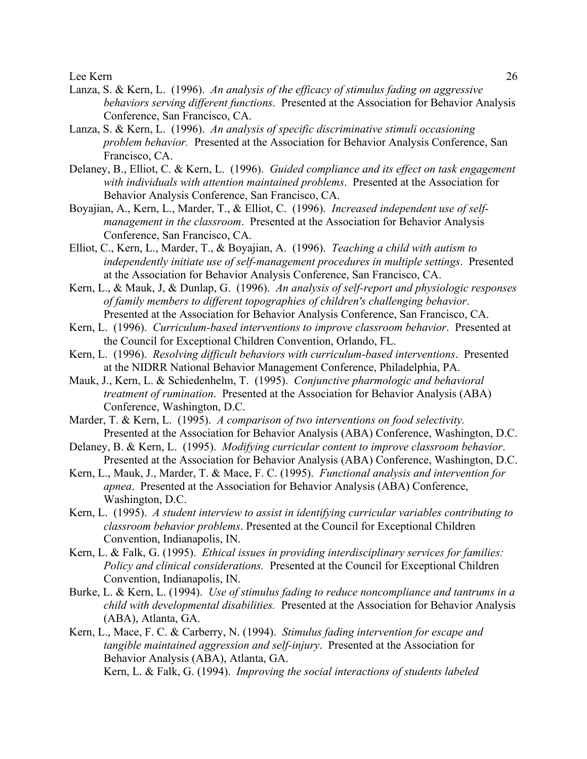Lanza, S. & Kern, L. (1996). *An analysis of the efficacy of stimulus fading on aggressive behaviors serving different functions*. Presented at the Association for Behavior Analysis Conference, San Francisco, CA.

Lanza, S. & Kern, L. (1996). *An analysis of specific discriminative stimuli occasioning problem behavior.* Presented at the Association for Behavior Analysis Conference, San Francisco, CA.

Delaney, B., Elliot, C. & Kern, L. (1996). *Guided compliance and its effect on task engagement with individuals with attention maintained problems*. Presented at the Association for Behavior Analysis Conference, San Francisco, CA.

Boyajian, A., Kern, L., Marder, T., & Elliot, C. (1996). *Increased independent use of self-management in the classroom*. Presented at the Association for Behavior Analysis Conference, San Francisco, CA.

Elliot, C., Kern, L., Marder, T., & Boyajian, A. (1996). *Teaching a child with autism to independently initiate use of self-management procedures in multiple settings*. Presented at the Association for Behavior Analysis Conference, San Francisco, CA.

Kern, L., & Mauk, J, & Dunlap, G. (1996). *An analysis of self-report and physiologic responses of family members to different topographies of children's challenging behavior*. Presented at the Association for Behavior Analysis Conference, San Francisco, CA.

Kern, L. (1996). *Curriculum-based interventions to improve classroom behavior*. Presented at the Council for Exceptional Children Convention, Orlando, FL.

Kern, L. (1996). *Resolving difficult behaviors with curriculum-based interventions*. Presented at the NIDRR National Behavior Management Conference, Philadelphia, PA.

Mauk, J., Kern, L. & Schiedenhelm, T. (1995). *Conjunctive pharmologic and behavioral treatment of rumination*. Presented at the Association for Behavior Analysis (ABA) Conference, Washington, D.C.

Marder, T. & Kern, L. (1995). *A comparison of two interventions on food selectivity.* Presented at the Association for Behavior Analysis (ABA) Conference, Washington, D.C.

Delaney, B. & Kern, L. (1995). *Modifying curricular content to improve classroom behavior*. Presented at the Association for Behavior Analysis (ABA) Conference, Washington, D.C.

Kern, L., Mauk, J., Marder, T. & Mace, F. C. (1995). *Functional analysis and intervention for apnea*. Presented at the Association for Behavior Analysis (ABA) Conference, Washington, D.C.

Kern, L. (1995). *A student interview to assist in identifying curricular variables contributing to classroom behavior problems*. Presented at the Council for Exceptional Children Convention, Indianapolis, IN.

Kern, L. & Falk, G. (1995). *Ethical issues in providing interdisciplinary services for families: Policy and clinical considerations.* Presented at the Council for Exceptional Children Convention, Indianapolis, IN.

Burke, L. & Kern, L. (1994). *Use of stimulus fading to reduce noncompliance and tantrums in a child with developmental disabilities.* Presented at the Association for Behavior Analysis (ABA), Atlanta, GA.

Kern, L., Mace, F. C. & Carberry, N. (1994). *Stimulus fading intervention for escape and tangible maintained aggression and self-injury*. Presented at the Association for Behavior Analysis (ABA), Atlanta, GA.

Kern, L. & Falk, G. (1994). *Improving the social interactions of students labeled*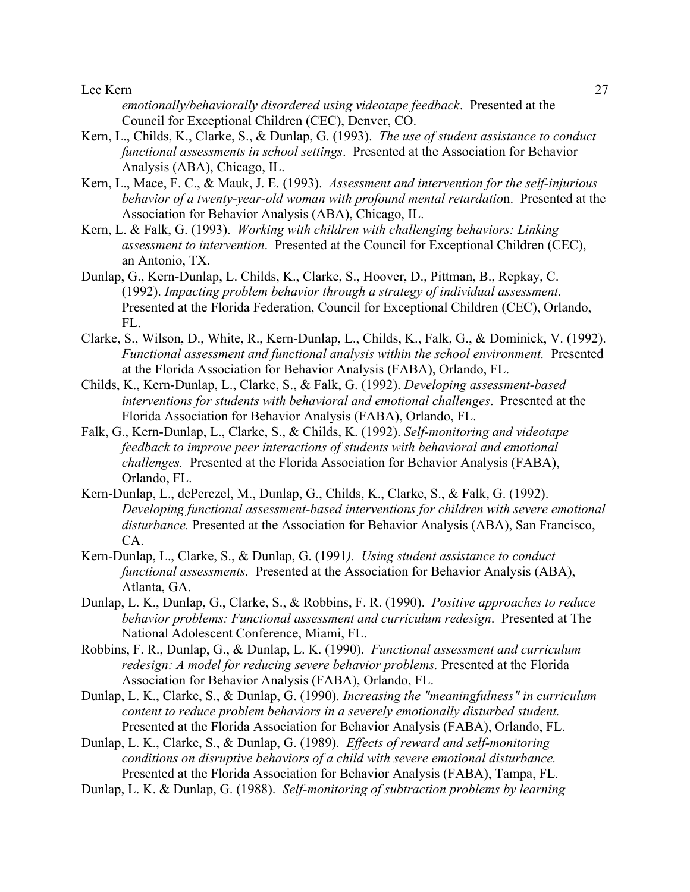*emotionally/behaviorally disordered using videotape feedback*. Presented at the Council for Exceptional Children (CEC), Denver, CO.

Kern, L., Childs, K., Clarke, S., & Dunlap, G. (1993). *The use of student assistance to conduct functional assessments in school settings*. Presented at the Association for Behavior Analysis (ABA), Chicago, IL.

Kern, L., Mace, F. C., & Mauk, J. E. (1993). *Assessment and intervention for the self-injurious behavior of a twenty-year-old woman with profound mental retardatio*n. Presented at the Association for Behavior Analysis (ABA), Chicago, IL.

Kern, L. & Falk, G. (1993). *Working with children with challenging behaviors: Linking assessment to intervention*. Presented at the Council for Exceptional Children (CEC), an Antonio, TX.

Dunlap, G., Kern-Dunlap, L. Childs, K., Clarke, S., Hoover, D., Pittman, B., Repkay, C. (1992). *Impacting problem behavior through a strategy of individual assessment.* Presented at the Florida Federation, Council for Exceptional Children (CEC), Orlando, FL.

Clarke, S., Wilson, D., White, R., Kern-Dunlap, L., Childs, K., Falk, G., & Dominick, V. (1992). *Functional assessment and functional analysis within the school environment.* Presented at the Florida Association for Behavior Analysis (FABA), Orlando, FL.

Childs, K., Kern-Dunlap, L., Clarke, S., & Falk, G. (1992). *Developing assessment-based interventions for students with behavioral and emotional challenges*. Presented at the Florida Association for Behavior Analysis (FABA), Orlando, FL.

Falk, G., Kern-Dunlap, L., Clarke, S., & Childs, K. (1992). *Self-monitoring and videotape feedback to improve peer interactions of students with behavioral and emotional challenges.* Presented at the Florida Association for Behavior Analysis (FABA), Orlando, FL.

Kern-Dunlap, L., dePerczel, M., Dunlap, G., Childs, K., Clarke, S., & Falk, G. (1992). *Developing functional assessment-based interventions for children with severe emotional disturbance.* Presented at the Association for Behavior Analysis (ABA), San Francisco, CA.

Kern-Dunlap, L., Clarke, S., & Dunlap, G. (1991*). Using student assistance to conduct functional assessments.* Presented at the Association for Behavior Analysis (ABA), Atlanta, GA.

Dunlap, L. K., Dunlap, G., Clarke, S., & Robbins, F. R. (1990). *Positive approaches to reduce behavior problems: Functional assessment and curriculum redesign*. Presented at The National Adolescent Conference, Miami, FL.

Robbins, F. R., Dunlap, G., & Dunlap, L. K. (1990). *Functional assessment and curriculum redesign: A model for reducing severe behavior problems.* Presented at the Florida Association for Behavior Analysis (FABA), Orlando, FL.

Dunlap, L. K., Clarke, S., & Dunlap, G. (1990). *Increasing the "meaningfulness" in curriculum content to reduce problem behaviors in a severely emotionally disturbed student.* Presented at the Florida Association for Behavior Analysis (FABA), Orlando, FL.

Dunlap, L. K., Clarke, S., & Dunlap, G. (1989). *Effects of reward and self-monitoring conditions on disruptive behaviors of a child with severe emotional disturbance.* Presented at the Florida Association for Behavior Analysis (FABA), Tampa, FL.

Dunlap, L. K. & Dunlap, G. (1988). *Self-monitoring of subtraction problems by learning*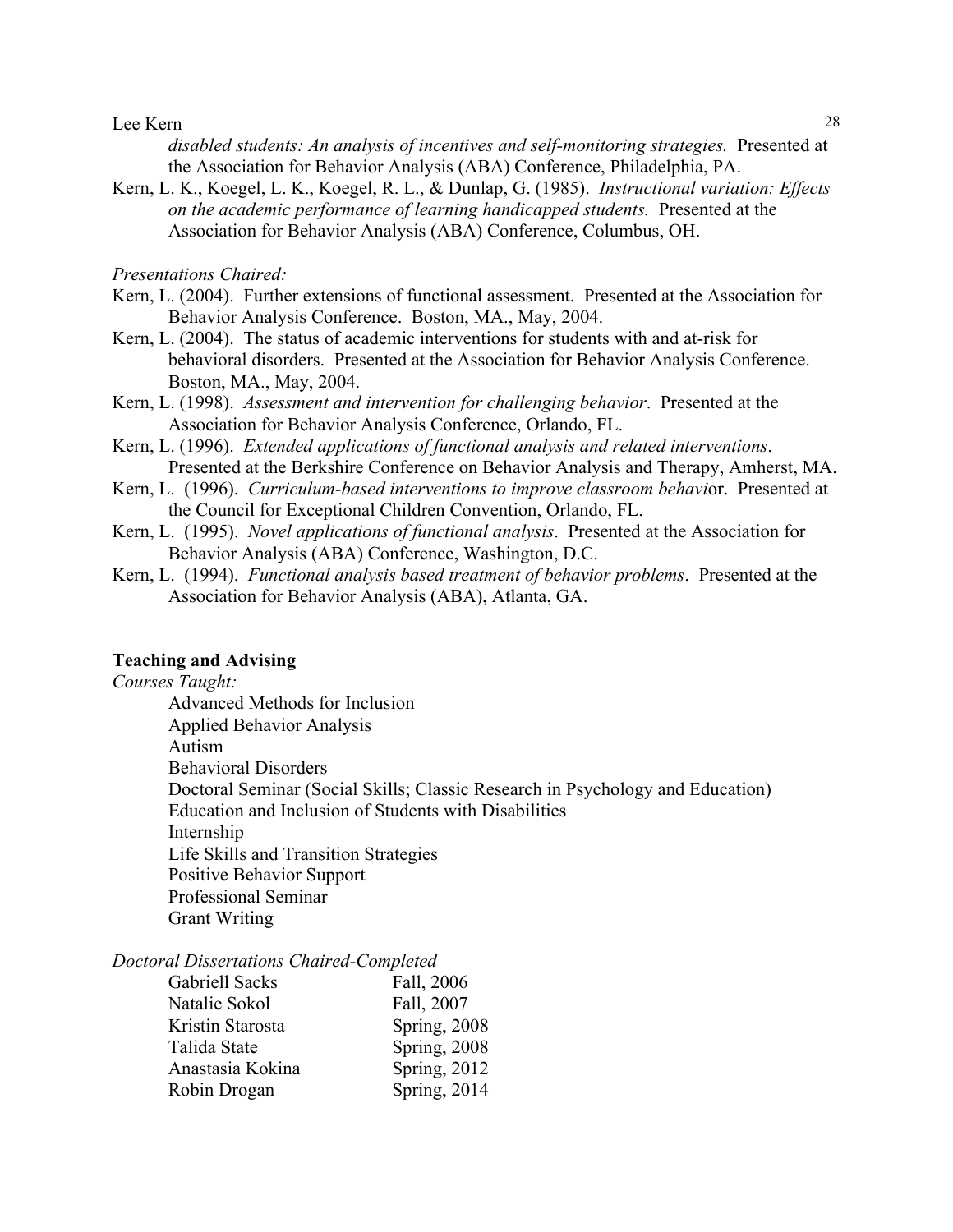*disabled students: An analysis of incentives and self-monitoring strategies.* Presented at the Association for Behavior Analysis (ABA) Conference, Philadelphia, PA.

Kern, L. K., Koegel, L. K., Koegel, R. L., & Dunlap, G. (1985). *Instructional variation: Effects on the academic performance of learning handicapped students.* Presented at the Association for Behavior Analysis (ABA) Conference, Columbus, OH.

*Presentations Chaired:*

Kern, L. (2004). Further extensions of functional assessment. Presented at the Association for Behavior Analysis Conference. Boston, MA., May, 2004.

Kern, L. (2004). The status of academic interventions for students with and at-risk for behavioral disorders. Presented at the Association for Behavior Analysis Conference. Boston, MA., May, 2004.

Kern, L. (1998). *Assessment and intervention for challenging behavior*. Presented at the Association for Behavior Analysis Conference, Orlando, FL.

Kern, L. (1996). *Extended applications of functional analysis and related interventions*. Presented at the Berkshire Conference on Behavior Analysis and Therapy, Amherst, MA.

Kern, L. (1996). *Curriculum-based interventions to improve classroom behavi*or. Presented at the Council for Exceptional Children Convention, Orlando, FL.

Kern, L. (1995). *Novel applications of functional analysis*. Presented at the Association for Behavior Analysis (ABA) Conference, Washington, D.C.

Kern, L. (1994). *Functional analysis based treatment of behavior problems*. Presented at the Association for Behavior Analysis (ABA), Atlanta, GA.

**Teaching and Advising**

*Courses Taught:*

Advanced Methods for Inclusion
Applied Behavior Analysis
Autism
Behavioral Disorders
Doctoral Seminar (Social Skills; Classic Research in Psychology and Education)
Education and Inclusion of Students with Disabilities
Internship
Life Skills and Transition Strategies
Positive Behavior Support
Professional Seminar
Grant Writing

*Doctoral Dissertations Chaired-Completed*

| | |
|---|---|
| Gabriell Sacks | Fall, 2006 |
| Natalie Sokol | Fall, 2007 |
| Kristin Starosta | Spring, 2008 |
| Talida State | Spring, 2008 |
| Anastasia Kokina | Spring, 2012 |
| Robin Drogan | Spring, 2014 |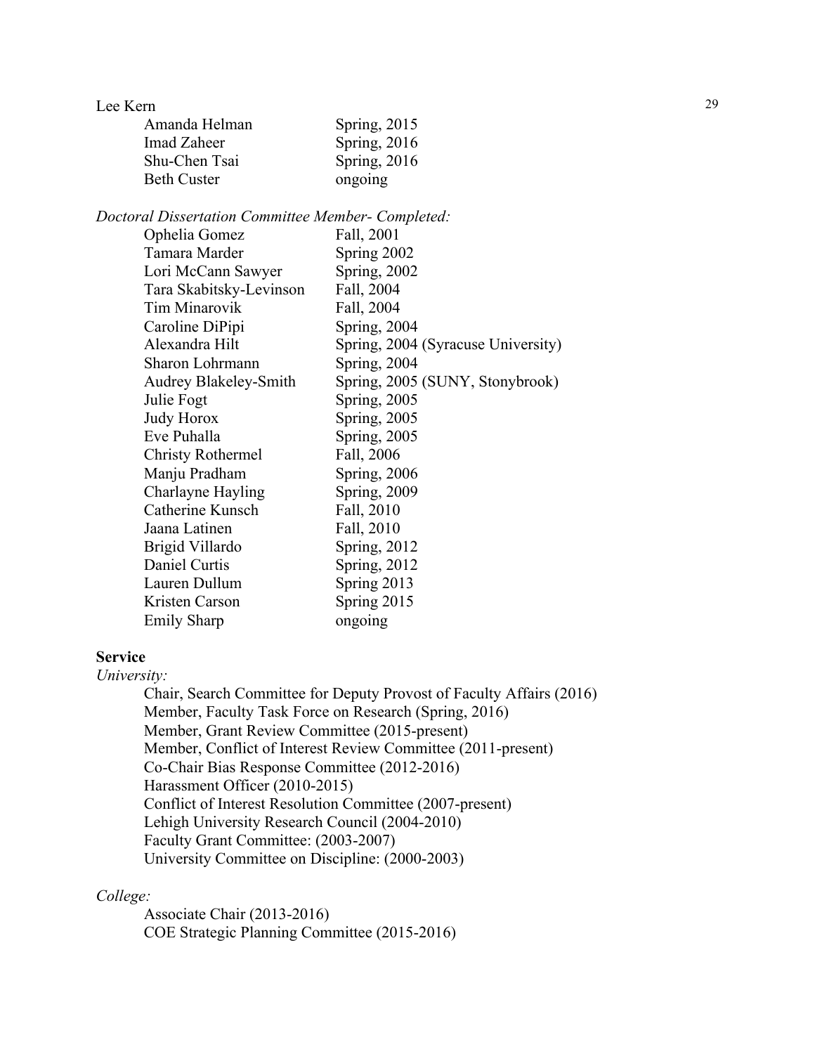| | |
|---|---|
| Amanda Helman | Spring, 2015 |
| Imad Zaheer | Spring, 2016 |
| Shu-Chen Tsai | Spring, 2016 |
| Beth Custer | ongoing |

*Doctoral Dissertation Committee Member- Completed:*

| | |
|---|---|
| Ophelia Gomez | Fall, 2001 |
| Tamara Marder | Spring 2002 |
| Lori McCann Sawyer | Spring, 2002 |
| Tara Skabitsky-Levinson | Fall, 2004 |
| Tim Minarovik | Fall, 2004 |
| Caroline DiPipi | Spring, 2004 |
| Alexandra Hilt | Spring, 2004 (Syracuse University) |
| Sharon Lohrmann | Spring, 2004 |
| Audrey Blakeley-Smith | Spring, 2005 (SUNY, Stonybrook) |
| Julie Fogt | Spring, 2005 |
| Judy Horox | Spring, 2005 |
| Eve Puhalla | Spring, 2005 |
| Christy Rothermel | Fall, 2006 |
| Manju Pradham | Spring, 2006 |
| Charlayne Hayling | Spring, 2009 |
| Catherine Kunsch | Fall, 2010 |
| Jaana Latinen | Fall, 2010 |
| Brigid Villardo | Spring, 2012 |
| Daniel Curtis | Spring, 2012 |
| Lauren Dullum | Spring 2013 |
| Kristen Carson | Spring 2015 |
| Emily Sharp | ongoing |

**Service**

*University:*

Chair, Search Committee for Deputy Provost of Faculty Affairs (2016)
Member, Faculty Task Force on Research (Spring, 2016)
Member, Grant Review Committee (2015-present)
Member, Conflict of Interest Review Committee (2011-present)
Co-Chair Bias Response Committee (2012-2016)
Harassment Officer (2010-2015)
Conflict of Interest Resolution Committee (2007-present)
Lehigh University Research Council (2004-2010)
Faculty Grant Committee: (2003-2007)
University Committee on Discipline: (2000-2003)

*College:*

Associate Chair (2013-2016)
COE Strategic Planning Committee (2015-2016)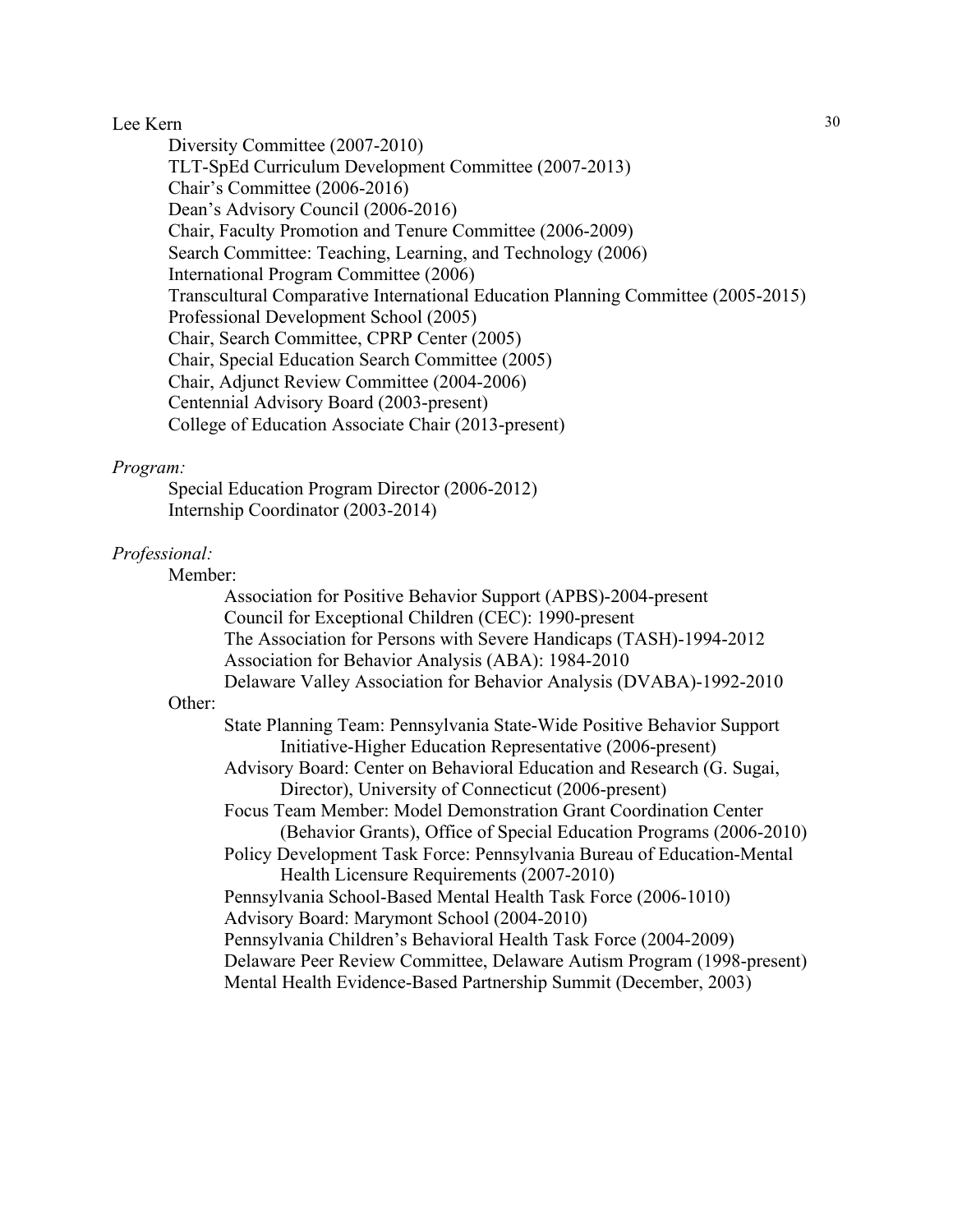Diversity Committee (2007-2010)
TLT-SpEd Curriculum Development Committee (2007-2013)
Chair's Committee (2006-2016)
Dean's Advisory Council (2006-2016)
Chair, Faculty Promotion and Tenure Committee (2006-2009)
Search Committee: Teaching, Learning, and Technology (2006)
International Program Committee (2006)
Transcultural Comparative International Education Planning Committee (2005-2015)
Professional Development School (2005)
Chair, Search Committee, CPRP Center (2005)
Chair, Special Education Search Committee (2005)
Chair, Adjunct Review Committee (2004-2006)
Centennial Advisory Board (2003-present)
College of Education Associate Chair (2013-present)

*Program:*

Special Education Program Director (2006-2012)
Internship Coordinator (2003-2014)

*Professional:*

Member:

Association for Positive Behavior Support (APBS)-2004-present
Council for Exceptional Children (CEC): 1990-present
The Association for Persons with Severe Handicaps (TASH)-1994-2012
Association for Behavior Analysis (ABA): 1984-2010
Delaware Valley Association for Behavior Analysis (DVABA)-1992-2010

Other:

State Planning Team: Pennsylvania State-Wide Positive Behavior Support Initiative-Higher Education Representative (2006-present)
Advisory Board: Center on Behavioral Education and Research (G. Sugai, Director), University of Connecticut (2006-present)
Focus Team Member: Model Demonstration Grant Coordination Center (Behavior Grants), Office of Special Education Programs (2006-2010)
Policy Development Task Force: Pennsylvania Bureau of Education-Mental Health Licensure Requirements (2007-2010)
Pennsylvania School-Based Mental Health Task Force (2006-1010)
Advisory Board: Marymont School (2004-2010)
Pennsylvania Children's Behavioral Health Task Force (2004-2009)
Delaware Peer Review Committee, Delaware Autism Program (1998-present)
Mental Health Evidence-Based Partnership Summit (December, 2003)